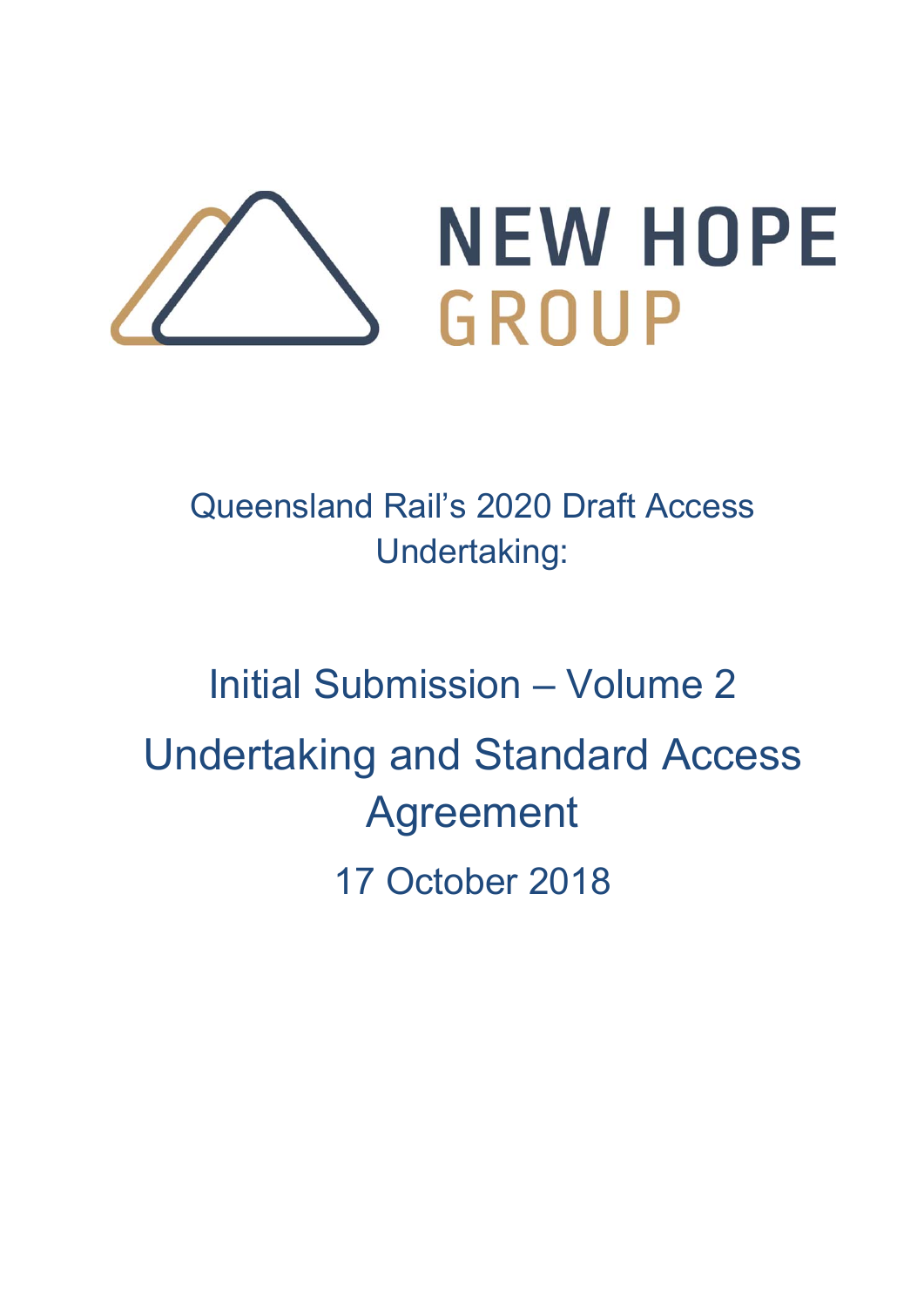NEW HOPE GROUP

Queensland Rail's 2020 Draft Access Undertaking:

# Initial Submission – Volume 2

# Undertaking and Standard Access Agreement

17 October 2018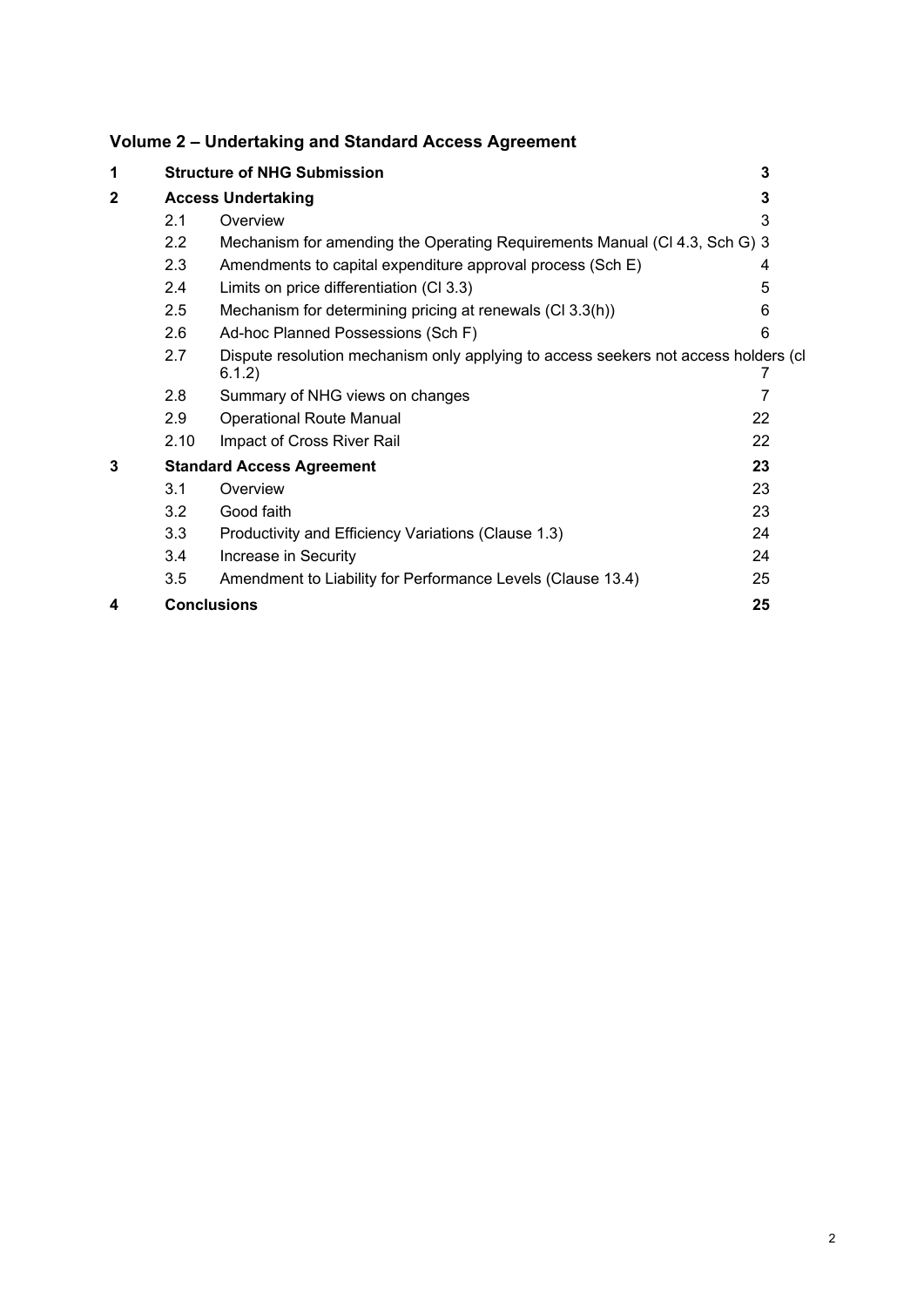## Volume 2 – Undertaking and Standard Access Agreement

| | | | |
|---|---|---|---|
| **1** | **Structure of NHG Submission** | | **3** |
| **2** | **Access Undertaking** | | **3** |
| | 2.1 | Overview | 3 |
| | 2.2 | Mechanism for amending the Operating Requirements Manual (Cl 4.3, Sch G) | 3 |
| | 2.3 | Amendments to capital expenditure approval process (Sch E) | 4 |
| | 2.4 | Limits on price differentiation (Cl 3.3) | 5 |
| | 2.5 | Mechanism for determining pricing at renewals (Cl 3.3(h)) | 6 |
| | 2.6 | Ad-hoc Planned Possessions (Sch F) | 6 |
| | 2.7 | Dispute resolution mechanism only applying to access seekers not access holders (cl 6.1.2) | 7 |
| | 2.8 | Summary of NHG views on changes | 7 |
| | 2.9 | Operational Route Manual | 22 |
| | 2.10 | Impact of Cross River Rail | 22 |
| **3** | **Standard Access Agreement** | | **23** |
| | 3.1 | Overview | 23 |
| | 3.2 | Good faith | 23 |
| | 3.3 | Productivity and Efficiency Variations (Clause 1.3) | 24 |
| | 3.4 | Increase in Security | 24 |
| | 3.5 | Amendment to Liability for Performance Levels (Clause 13.4) | 25 |
| **4** | **Conclusions** | | **25** |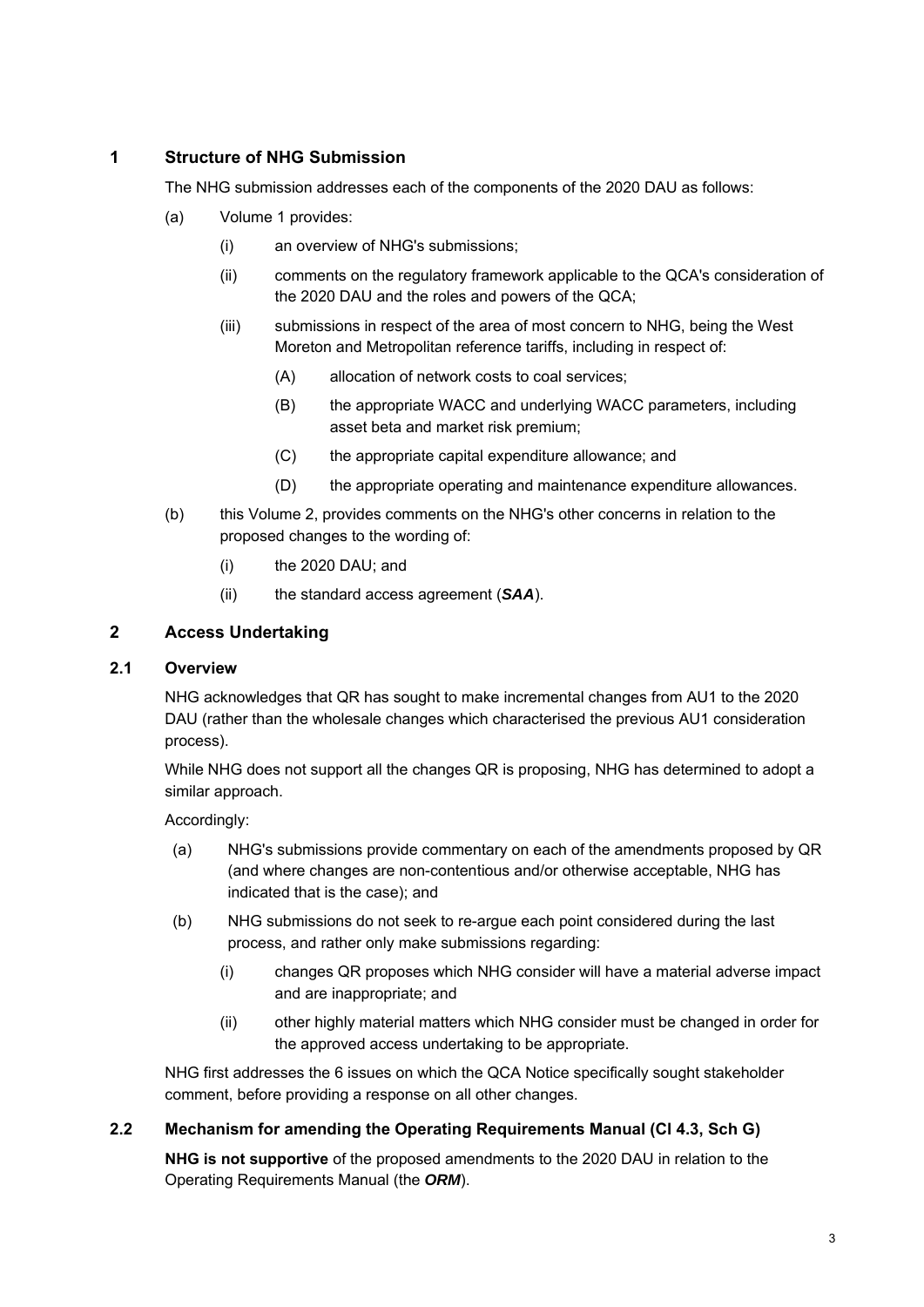## 1 Structure of NHG Submission

The NHG submission addresses each of the components of the 2020 DAU as follows:

(a) Volume 1 provides:

(i) an overview of NHG's submissions;

(ii) comments on the regulatory framework applicable to the QCA's consideration of the 2020 DAU and the roles and powers of the QCA;

(iii) submissions in respect of the area of most concern to NHG, being the West Moreton and Metropolitan reference tariffs, including in respect of:

(A) allocation of network costs to coal services;

(B) the appropriate WACC and underlying WACC parameters, including asset beta and market risk premium;

(C) the appropriate capital expenditure allowance; and

(D) the appropriate operating and maintenance expenditure allowances.

(b) this Volume 2, provides comments on the NHG's other concerns in relation to the proposed changes to the wording of:

(i) the 2020 DAU; and

(ii) the standard access agreement (***SAA***).

## 2 Access Undertaking

### 2.1 Overview

NHG acknowledges that QR has sought to make incremental changes from AU1 to the 2020 DAU (rather than the wholesale changes which characterised the previous AU1 consideration process).

While NHG does not support all the changes QR is proposing, NHG has determined to adopt a similar approach.

Accordingly:

(a) NHG's submissions provide commentary on each of the amendments proposed by QR (and where changes are non-contentious and/or otherwise acceptable, NHG has indicated that is the case); and

(b) NHG submissions do not seek to re-argue each point considered during the last process, and rather only make submissions regarding:

(i) changes QR proposes which NHG consider will have a material adverse impact and are inappropriate; and

(ii) other highly material matters which NHG consider must be changed in order for the approved access undertaking to be appropriate.

NHG first addresses the 6 issues on which the QCA Notice specifically sought stakeholder comment, before providing a response on all other changes.

### 2.2 Mechanism for amending the Operating Requirements Manual (Cl 4.3, Sch G)

**NHG is not supportive** of the proposed amendments to the 2020 DAU in relation to the Operating Requirements Manual (the ***ORM***).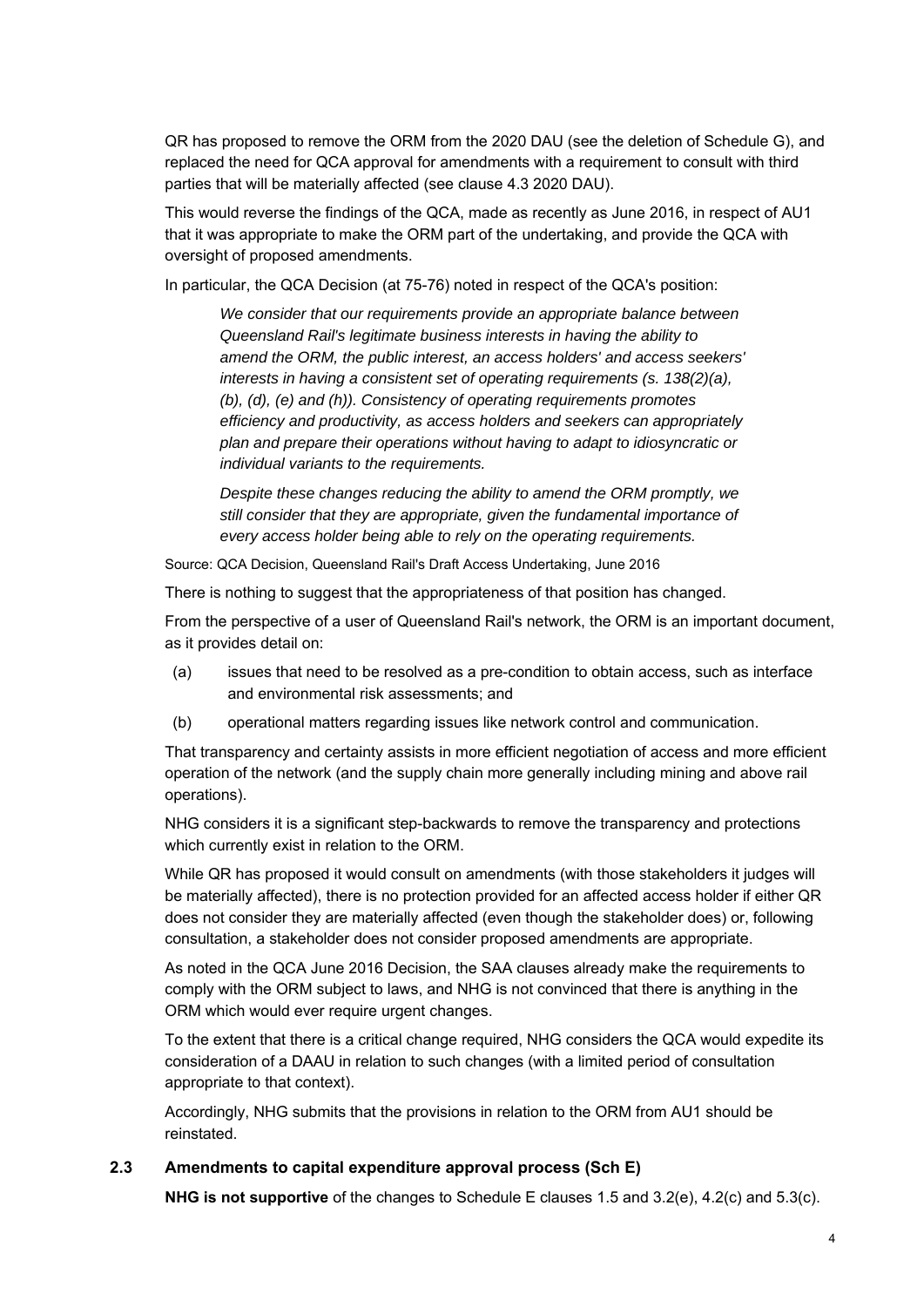QR has proposed to remove the ORM from the 2020 DAU (see the deletion of Schedule G), and replaced the need for QCA approval for amendments with a requirement to consult with third parties that will be materially affected (see clause 4.3 2020 DAU).

This would reverse the findings of the QCA, made as recently as June 2016, in respect of AU1 that it was appropriate to make the ORM part of the undertaking, and provide the QCA with oversight of proposed amendments.

In particular, the QCA Decision (at 75-76) noted in respect of the QCA's position:

> *We consider that our requirements provide an appropriate balance between Queensland Rail's legitimate business interests in having the ability to amend the ORM, the public interest, an access holders' and access seekers' interests in having a consistent set of operating requirements (s. 138(2)(a), (b), (d), (e) and (h)). Consistency of operating requirements promotes efficiency and productivity, as access holders and seekers can appropriately plan and prepare their operations without having to adapt to idiosyncratic or individual variants to the requirements.*
>
> *Despite these changes reducing the ability to amend the ORM promptly, we still consider that they are appropriate, given the fundamental importance of every access holder being able to rely on the operating requirements.*

Source: QCA Decision, Queensland Rail's Draft Access Undertaking, June 2016

There is nothing to suggest that the appropriateness of that position has changed.

From the perspective of a user of Queensland Rail's network, the ORM is an important document, as it provides detail on:

(a) issues that need to be resolved as a pre-condition to obtain access, such as interface and environmental risk assessments; and

(b) operational matters regarding issues like network control and communication.

That transparency and certainty assists in more efficient negotiation of access and more efficient operation of the network (and the supply chain more generally including mining and above rail operations).

NHG considers it is a significant step-backwards to remove the transparency and protections which currently exist in relation to the ORM.

While QR has proposed it would consult on amendments (with those stakeholders it judges will be materially affected), there is no protection provided for an affected access holder if either QR does not consider they are materially affected (even though the stakeholder does) or, following consultation, a stakeholder does not consider proposed amendments are appropriate.

As noted in the QCA June 2016 Decision, the SAA clauses already make the requirements to comply with the ORM subject to laws, and NHG is not convinced that there is anything in the ORM which would ever require urgent changes.

To the extent that there is a critical change required, NHG considers the QCA would expedite its consideration of a DAAU in relation to such changes (with a limited period of consultation appropriate to that context).

Accordingly, NHG submits that the provisions in relation to the ORM from AU1 should be reinstated.

### 2.3 Amendments to capital expenditure approval process (Sch E)

**NHG is not supportive** of the changes to Schedule E clauses 1.5 and 3.2(e), 4.2(c) and 5.3(c).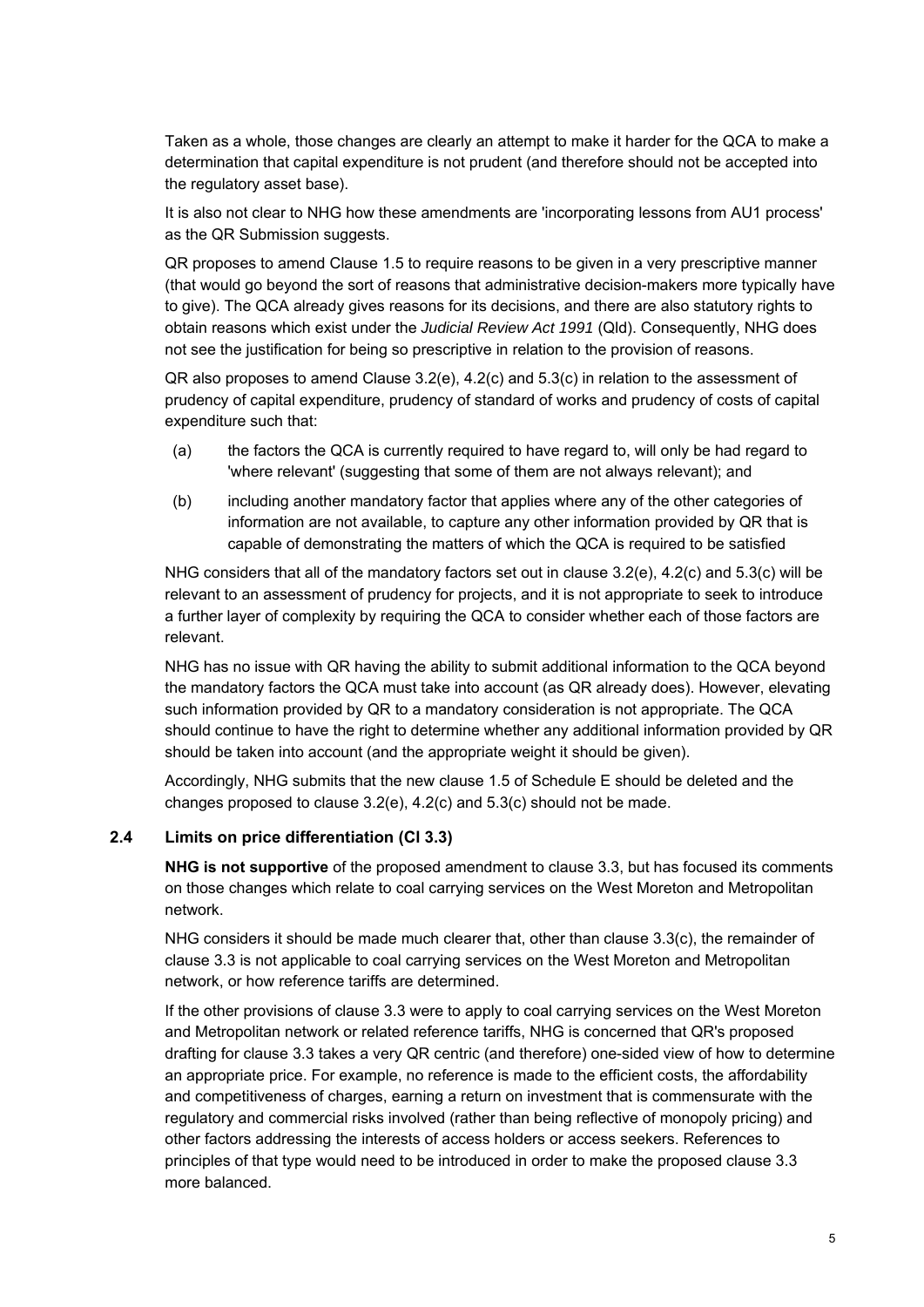Taken as a whole, those changes are clearly an attempt to make it harder for the QCA to make a determination that capital expenditure is not prudent (and therefore should not be accepted into the regulatory asset base).

It is also not clear to NHG how these amendments are 'incorporating lessons from AU1 process' as the QR Submission suggests.

QR proposes to amend Clause 1.5 to require reasons to be given in a very prescriptive manner (that would go beyond the sort of reasons that administrative decision-makers more typically have to give). The QCA already gives reasons for its decisions, and there are also statutory rights to obtain reasons which exist under the *Judicial Review Act 1991* (Qld). Consequently, NHG does not see the justification for being so prescriptive in relation to the provision of reasons.

QR also proposes to amend Clause 3.2(e), 4.2(c) and 5.3(c) in relation to the assessment of prudency of capital expenditure, prudency of standard of works and prudency of costs of capital expenditure such that:

(a) the factors the QCA is currently required to have regard to, will only be had regard to 'where relevant' (suggesting that some of them are not always relevant); and

(b) including another mandatory factor that applies where any of the other categories of information are not available, to capture any other information provided by QR that is capable of demonstrating the matters of which the QCA is required to be satisfied

NHG considers that all of the mandatory factors set out in clause 3.2(e), 4.2(c) and 5.3(c) will be relevant to an assessment of prudency for projects, and it is not appropriate to seek to introduce a further layer of complexity by requiring the QCA to consider whether each of those factors are relevant.

NHG has no issue with QR having the ability to submit additional information to the QCA beyond the mandatory factors the QCA must take into account (as QR already does). However, elevating such information provided by QR to a mandatory consideration is not appropriate. The QCA should continue to have the right to determine whether any additional information provided by QR should be taken into account (and the appropriate weight it should be given).

Accordingly, NHG submits that the new clause 1.5 of Schedule E should be deleted and the changes proposed to clause 3.2(e), 4.2(c) and 5.3(c) should not be made.

## 2.4 Limits on price differentiation (Cl 3.3)

**NHG is not supportive** of the proposed amendment to clause 3.3, but has focused its comments on those changes which relate to coal carrying services on the West Moreton and Metropolitan network.

NHG considers it should be made much clearer that, other than clause 3.3(c), the remainder of clause 3.3 is not applicable to coal carrying services on the West Moreton and Metropolitan network, or how reference tariffs are determined.

If the other provisions of clause 3.3 were to apply to coal carrying services on the West Moreton and Metropolitan network or related reference tariffs, NHG is concerned that QR's proposed drafting for clause 3.3 takes a very QR centric (and therefore) one-sided view of how to determine an appropriate price. For example, no reference is made to the efficient costs, the affordability and competitiveness of charges, earning a return on investment that is commensurate with the regulatory and commercial risks involved (rather than being reflective of monopoly pricing) and other factors addressing the interests of access holders or access seekers. References to principles of that type would need to be introduced in order to make the proposed clause 3.3 more balanced.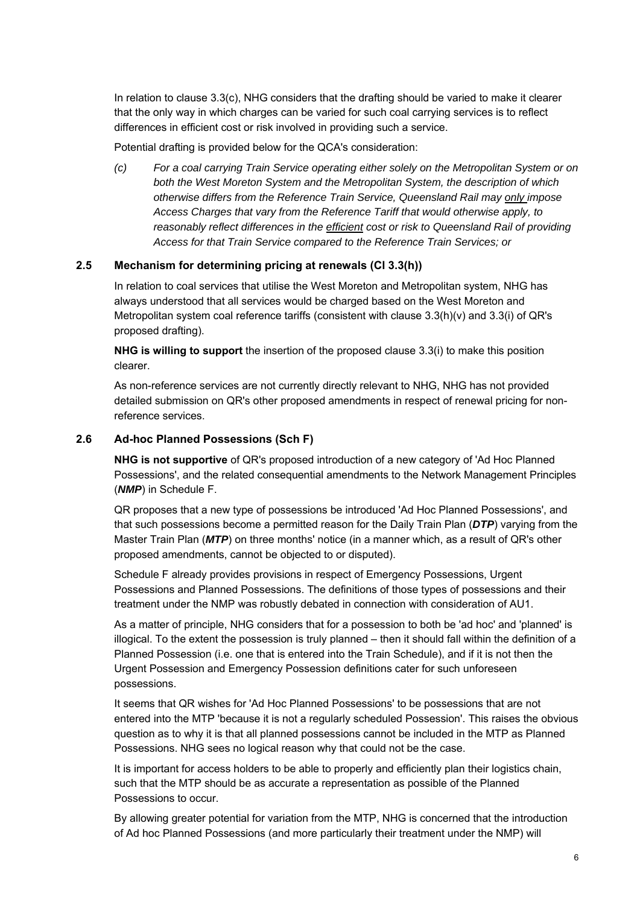In relation to clause 3.3(c), NHG considers that the drafting should be varied to make it clearer that the only way in which charges can be varied for such coal carrying services is to reflect differences in efficient cost or risk involved in providing such a service.

Potential drafting is provided below for the QCA's consideration:

*(c) For a coal carrying Train Service operating either solely on the Metropolitan System or on both the West Moreton System and the Metropolitan System, the description of which otherwise differs from the Reference Train Service, Queensland Rail may <u>only</u> impose Access Charges that vary from the Reference Tariff that would otherwise apply, to reasonably reflect differences in the <u>efficient</u> cost or risk to Queensland Rail of providing Access for that Train Service compared to the Reference Train Services; or*

## 2.5 Mechanism for determining pricing at renewals (Cl 3.3(h))

In relation to coal services that utilise the West Moreton and Metropolitan system, NHG has always understood that all services would be charged based on the West Moreton and Metropolitan system coal reference tariffs (consistent with clause 3.3(h)(v) and 3.3(i) of QR's proposed drafting).

**NHG is willing to support** the insertion of the proposed clause 3.3(i) to make this position clearer.

As non-reference services are not currently directly relevant to NHG, NHG has not provided detailed submission on QR's other proposed amendments in respect of renewal pricing for non-reference services.

## 2.6 Ad-hoc Planned Possessions (Sch F)

**NHG is not supportive** of QR's proposed introduction of a new category of 'Ad Hoc Planned Possessions', and the related consequential amendments to the Network Management Principles (***NMP***) in Schedule F.

QR proposes that a new type of possessions be introduced 'Ad Hoc Planned Possessions', and that such possessions become a permitted reason for the Daily Train Plan (***DTP***) varying from the Master Train Plan (***MTP***) on three months' notice (in a manner which, as a result of QR's other proposed amendments, cannot be objected to or disputed).

Schedule F already provides provisions in respect of Emergency Possessions, Urgent Possessions and Planned Possessions. The definitions of those types of possessions and their treatment under the NMP was robustly debated in connection with consideration of AU1.

As a matter of principle, NHG considers that for a possession to both be 'ad hoc' and 'planned' is illogical. To the extent the possession is truly planned – then it should fall within the definition of a Planned Possession (i.e. one that is entered into the Train Schedule), and if it is not then the Urgent Possession and Emergency Possession definitions cater for such unforeseen possessions.

It seems that QR wishes for 'Ad Hoc Planned Possessions' to be possessions that are not entered into the MTP 'because it is not a regularly scheduled Possession'. This raises the obvious question as to why it is that all planned possessions cannot be included in the MTP as Planned Possessions. NHG sees no logical reason why that could not be the case.

It is important for access holders to be able to properly and efficiently plan their logistics chain, such that the MTP should be as accurate a representation as possible of the Planned Possessions to occur.

By allowing greater potential for variation from the MTP, NHG is concerned that the introduction of Ad hoc Planned Possessions (and more particularly their treatment under the NMP) will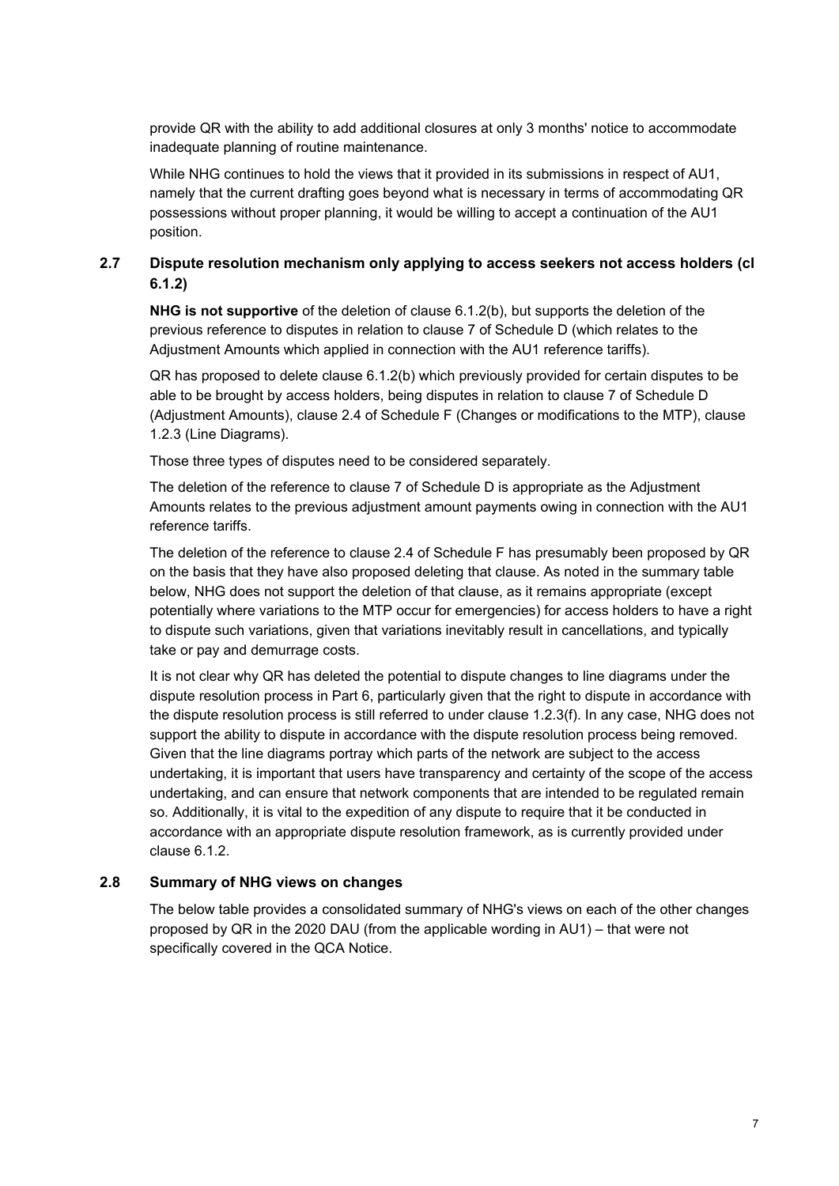provide QR with the ability to add additional closures at only 3 months' notice to accommodate inadequate planning of routine maintenance.

While NHG continues to hold the views that it provided in its submissions in respect of AU1, namely that the current drafting goes beyond what is necessary in terms of accommodating QR possessions without proper planning, it would be willing to accept a continuation of the AU1 position.

### 2.7 Dispute resolution mechanism only applying to access seekers not access holders (cl 6.1.2)

**NHG is not supportive** of the deletion of clause 6.1.2(b), but supports the deletion of the previous reference to disputes in relation to clause 7 of Schedule D (which relates to the Adjustment Amounts which applied in connection with the AU1 reference tariffs).

QR has proposed to delete clause 6.1.2(b) which previously provided for certain disputes to be able to be brought by access holders, being disputes in relation to clause 7 of Schedule D (Adjustment Amounts), clause 2.4 of Schedule F (Changes or modifications to the MTP), clause 1.2.3 (Line Diagrams).

Those three types of disputes need to be considered separately.

The deletion of the reference to clause 7 of Schedule D is appropriate as the Adjustment Amounts relates to the previous adjustment amount payments owing in connection with the AU1 reference tariffs.

The deletion of the reference to clause 2.4 of Schedule F has presumably been proposed by QR on the basis that they have also proposed deleting that clause. As noted in the summary table below, NHG does not support the deletion of that clause, as it remains appropriate (except potentially where variations to the MTP occur for emergencies) for access holders to have a right to dispute such variations, given that variations inevitably result in cancellations, and typically take or pay and demurrage costs.

It is not clear why QR has deleted the potential to dispute changes to line diagrams under the dispute resolution process in Part 6, particularly given that the right to dispute in accordance with the dispute resolution process is still referred to under clause 1.2.3(f). In any case, NHG does not support the ability to dispute in accordance with the dispute resolution process being removed. Given that the line diagrams portray which parts of the network are subject to the access undertaking, it is important that users have transparency and certainty of the scope of the access undertaking, and can ensure that network components that are intended to be regulated remain so. Additionally, it is vital to the expedition of any dispute to require that it be conducted in accordance with an appropriate dispute resolution framework, as is currently provided under clause 6.1.2.

### 2.8 Summary of NHG views on changes

The below table provides a consolidated summary of NHG's views on each of the other changes proposed by QR in the 2020 DAU (from the applicable wording in AU1) – that were not specifically covered in the QCA Notice.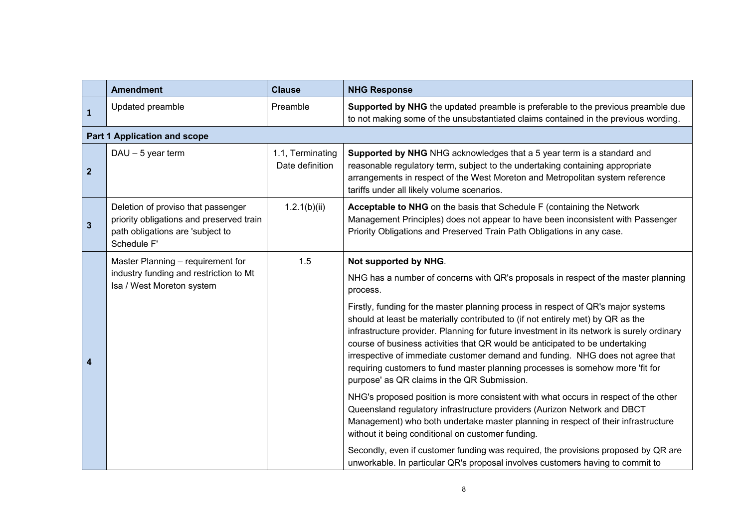| | Amendment | Clause | NHG Response |
|---|---|---|---|
| 1 | Updated preamble | Preamble | **Supported by NHG** the updated preamble is preferable to the previous preamble due to not making some of the unsubstantiated claims contained in the previous wording. |
| **Part 1 Application and scope** | | | |
| 2 | DAU – 5 year term | 1.1, Terminating Date definition | **Supported by NHG** NHG acknowledges that a 5 year term is a standard and reasonable regulatory term, subject to the undertaking containing appropriate arrangements in respect of the West Moreton and Metropolitan system reference tariffs under all likely volume scenarios. |
| 3 | Deletion of proviso that passenger priority obligations and preserved train path obligations are 'subject to Schedule F' | 1.2.1(b)(ii) | **Acceptable to NHG** on the basis that Schedule F (containing the Network Management Principles) does not appear to have been inconsistent with Passenger Priority Obligations and Preserved Train Path Obligations in any case. |
| 4 | Master Planning – requirement for industry funding and restriction to Mt Isa / West Moreton system | 1.5 | **Not supported by NHG**.<br><br>NHG has a number of concerns with QR's proposals in respect of the master planning process.<br><br>Firstly, funding for the master planning process in respect of QR's major systems should at least be materially contributed to (if not entirely met) by QR as the infrastructure provider. Planning for future investment in its network is surely ordinary course of business activities that QR would be anticipated to be undertaking irrespective of immediate customer demand and funding. NHG does not agree that requiring customers to fund master planning processes is somehow more 'fit for purpose' as QR claims in the QR Submission.<br><br>NHG's proposed position is more consistent with what occurs in respect of the other Queensland regulatory infrastructure providers (Aurizon Network and DBCT Management) who both undertake master planning in respect of their infrastructure without it being conditional on customer funding.<br><br>Secondly, even if customer funding was required, the provisions proposed by QR are unworkable. In particular QR's proposal involves customers having to commit to |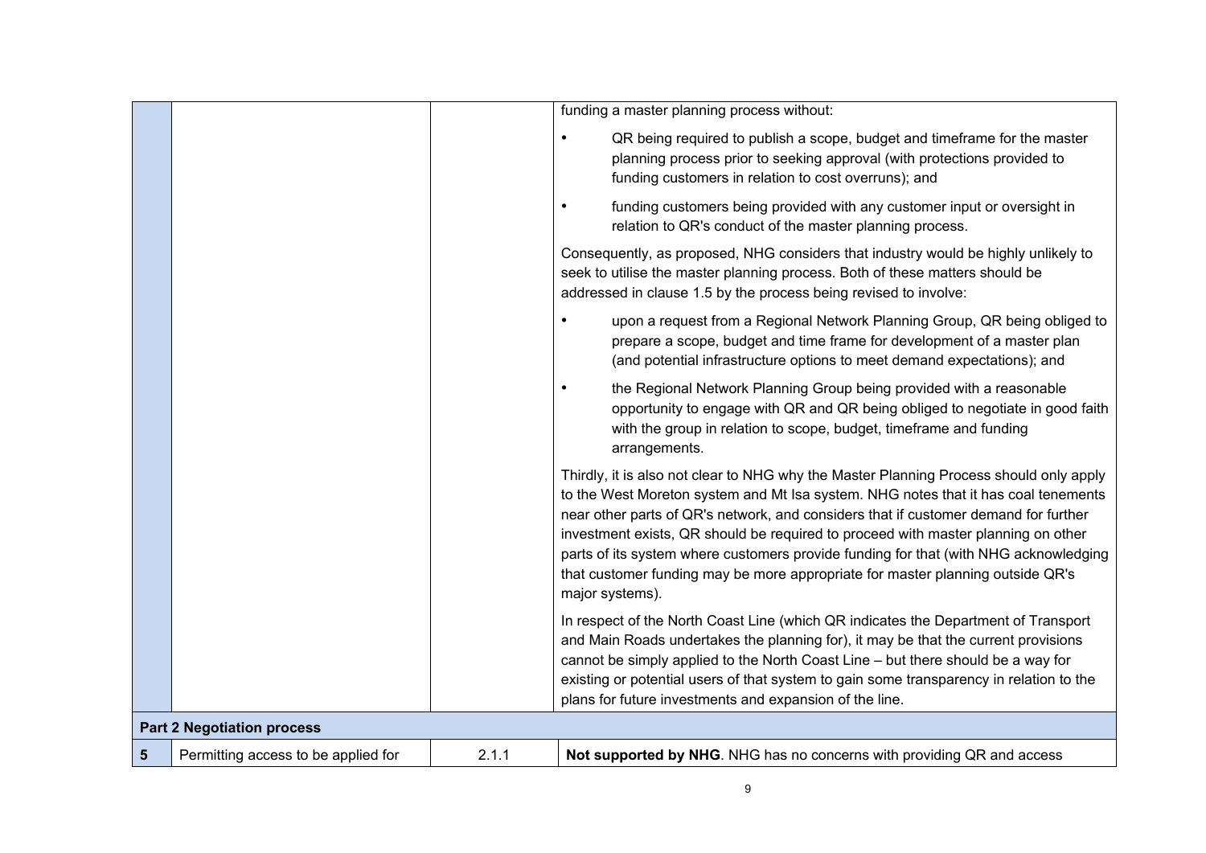| | | | |
|---|---|---|---|
| | | | funding a master planning process without:<br><br>• QR being required to publish a scope, budget and timeframe for the master planning process prior to seeking approval (with protections provided to funding customers in relation to cost overruns); and<br><br>• funding customers being provided with any customer input or oversight in relation to QR's conduct of the master planning process.<br><br>Consequently, as proposed, NHG considers that industry would be highly unlikely to seek to utilise the master planning process. Both of these matters should be addressed in clause 1.5 by the process being revised to involve:<br><br>• upon a request from a Regional Network Planning Group, QR being obliged to prepare a scope, budget and time frame for development of a master plan (and potential infrastructure options to meet demand expectations); and<br><br>• the Regional Network Planning Group being provided with a reasonable opportunity to engage with QR and QR being obliged to negotiate in good faith with the group in relation to scope, budget, timeframe and funding arrangements.<br><br>Thirdly, it is also not clear to NHG why the Master Planning Process should only apply to the West Moreton system and Mt Isa system. NHG notes that it has coal tenements near other parts of QR's network, and considers that if customer demand for further investment exists, QR should be required to proceed with master planning on other parts of its system where customers provide funding for that (with NHG acknowledging that customer funding may be more appropriate for master planning outside QR's major systems).<br><br>In respect of the North Coast Line (which QR indicates the Department of Transport and Main Roads undertakes the planning for), it may be that the current provisions cannot be simply applied to the North Coast Line – but there should be a way for existing or potential users of that system to gain some transparency in relation to the plans for future investments and expansion of the line. |
| **Part 2 Negotiation process** | | | |
| **5** | Permitting access to be applied for | 2.1.1 | **Not supported by NHG**. NHG has no concerns with providing QR and access |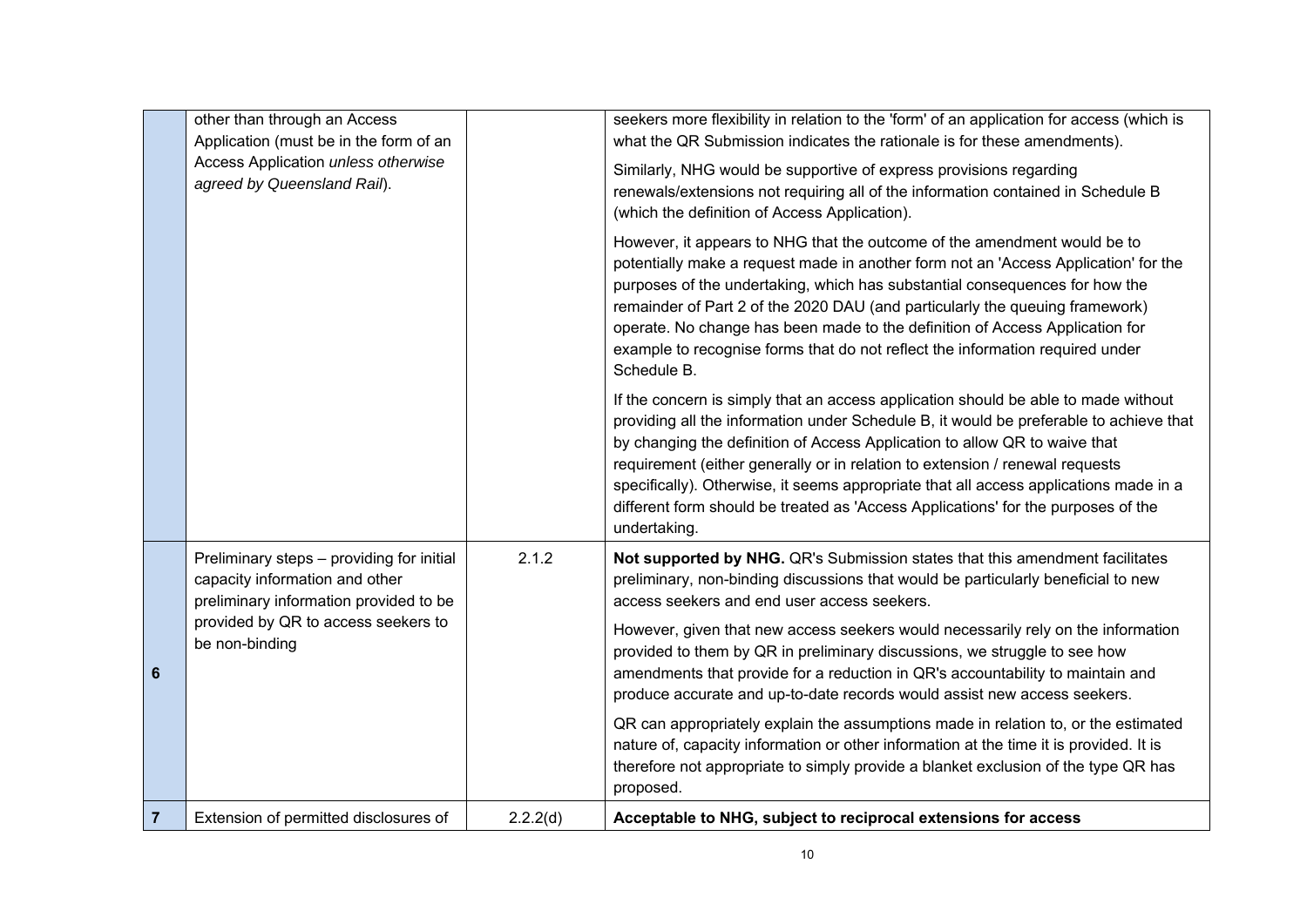| | | | |
|---|---|---|---|
| | other than through an Access Application (must be in the form of an Access Application *unless otherwise agreed by Queensland Rail*). | | seekers more flexibility in relation to the 'form' of an application for access (which is what the QR Submission indicates the rationale is for these amendments).<br><br>Similarly, NHG would be supportive of express provisions regarding renewals/extensions not requiring all of the information contained in Schedule B (which the definition of Access Application).<br><br>However, it appears to NHG that the outcome of the amendment would be to potentially make a request made in another form not an 'Access Application' for the purposes of the undertaking, which has substantial consequences for how the remainder of Part 2 of the 2020 DAU (and particularly the queuing framework) operate. No change has been made to the definition of Access Application for example to recognise forms that do not reflect the information required under Schedule B.<br><br>If the concern is simply that an access application should be able to made without providing all the information under Schedule B, it would be preferable to achieve that by changing the definition of Access Application to allow QR to waive that requirement (either generally or in relation to extension / renewal requests specifically). Otherwise, it seems appropriate that all access applications made in a different form should be treated as 'Access Applications' for the purposes of the undertaking. |
| **6** | Preliminary steps – providing for initial capacity information and other preliminary information provided to be provided by QR to access seekers to be non-binding | 2.1.2 | **Not supported by NHG.** QR's Submission states that this amendment facilitates preliminary, non-binding discussions that would be particularly beneficial to new access seekers and end user access seekers.<br><br>However, given that new access seekers would necessarily rely on the information provided to them by QR in preliminary discussions, we struggle to see how amendments that provide for a reduction in QR's accountability to maintain and produce accurate and up-to-date records would assist new access seekers.<br><br>QR can appropriately explain the assumptions made in relation to, or the estimated nature of, capacity information or other information at the time it is provided. It is therefore not appropriate to simply provide a blanket exclusion of the type QR has proposed. |
| **7** | Extension of permitted disclosures of | 2.2.2(d) | **Acceptable to NHG, subject to reciprocal extensions for access** |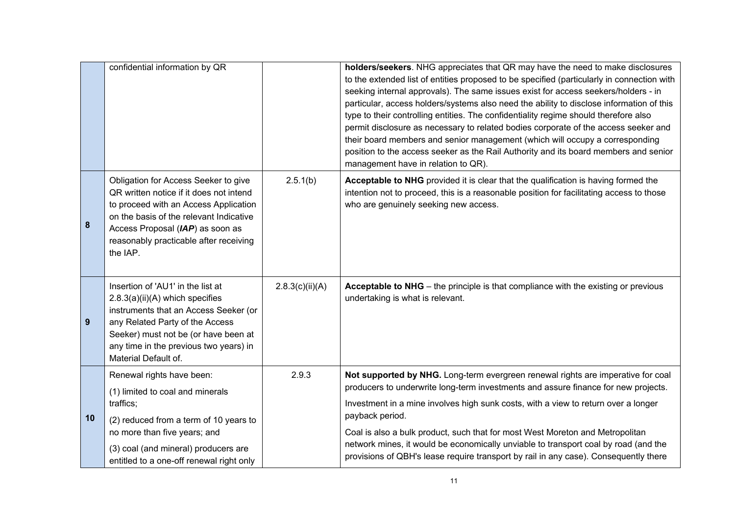| | | | |
|---|---|---|---|
| | confidential information by QR | | **holders/seekers**. NHG appreciates that QR may have the need to make disclosures to the extended list of entities proposed to be specified (particularly in connection with seeking internal approvals). The same issues exist for access seekers/holders - in particular, access holders/systems also need the ability to disclose information of this type to their controlling entities. The confidentiality regime should therefore also permit disclosure as necessary to related bodies corporate of the access seeker and their board members and senior management (which will occupy a corresponding position to the access seeker as the Rail Authority and its board members and senior management have in relation to QR). |
| **8** | Obligation for Access Seeker to give QR written notice if it does not intend to proceed with an Access Application on the basis of the relevant Indicative Access Proposal (***IAP***) as soon as reasonably practicable after receiving the IAP. | 2.5.1(b) | **Acceptable to NHG** provided it is clear that the qualification is having formed the intention not to proceed, this is a reasonable position for facilitating access to those who are genuinely seeking new access. |
| **9** | Insertion of 'AU1' in the list at 2.8.3(a)(ii)(A) which specifies instruments that an Access Seeker (or any Related Party of the Access Seeker) must not be (or have been at any time in the previous two years) in Material Default of. | 2.8.3(c)(ii)(A) | **Acceptable to NHG** – the principle is that compliance with the existing or previous undertaking is what is relevant. |
| **10** | Renewal rights have been:<br>(1) limited to coal and minerals traffics;<br>(2) reduced from a term of 10 years to no more than five years; and<br>(3) coal (and mineral) producers are entitled to a one-off renewal right only | 2.9.3 | **Not supported by NHG.** Long-term evergreen renewal rights are imperative for coal producers to underwrite long-term investments and assure finance for new projects.<br>Investment in a mine involves high sunk costs, with a view to return over a longer payback period.<br>Coal is also a bulk product, such that for most West Moreton and Metropolitan network mines, it would be economically unviable to transport coal by road (and the provisions of QBH's lease require transport by rail in any case). Consequently there |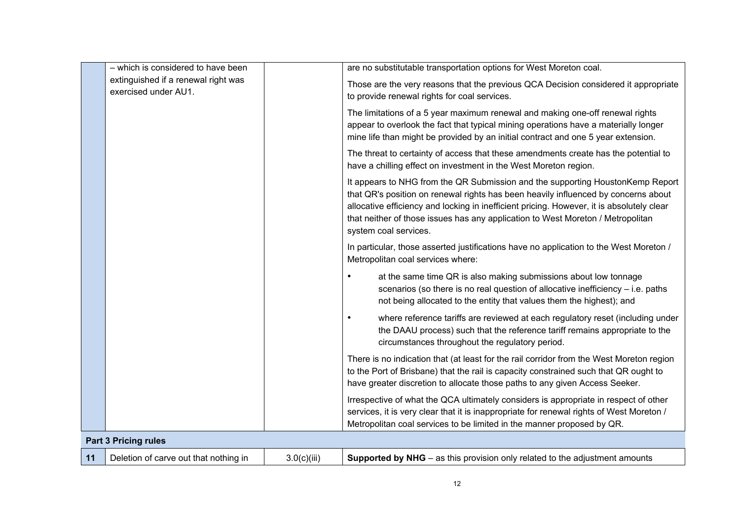| | | | |
|---|---|---|---|
| | – which is considered to have been extinguished if a renewal right was exercised under AU1. | | are no substitutable transportation options for West Moreton coal.<br><br>Those are the very reasons that the previous QCA Decision considered it appropriate to provide renewal rights for coal services.<br><br>The limitations of a 5 year maximum renewal and making one-off renewal rights appear to overlook the fact that typical mining operations have a materially longer mine life than might be provided by an initial contract and one 5 year extension.<br><br>The threat to certainty of access that these amendments create has the potential to have a chilling effect on investment in the West Moreton region.<br><br>It appears to NHG from the QR Submission and the supporting HoustonKemp Report that QR's position on renewal rights has been heavily influenced by concerns about allocative efficiency and locking in inefficient pricing. However, it is absolutely clear that neither of those issues has any application to West Moreton / Metropolitan system coal services.<br><br>In particular, those asserted justifications have no application to the West Moreton / Metropolitan coal services where:<br><br>• at the same time QR is also making submissions about low tonnage scenarios (so there is no real question of allocative inefficiency – i.e. paths not being allocated to the entity that values them the highest); and<br><br>• where reference tariffs are reviewed at each regulatory reset (including under the DAAU process) such that the reference tariff remains appropriate to the circumstances throughout the regulatory period.<br><br>There is no indication that (at least for the rail corridor from the West Moreton region to the Port of Brisbane) that the rail is capacity constrained such that QR ought to have greater discretion to allocate those paths to any given Access Seeker.<br><br>Irrespective of what the QCA ultimately considers is appropriate in respect of other services, it is very clear that it is inappropriate for renewal rights of West Moreton / Metropolitan coal services to be limited in the manner proposed by QR. |
| **Part 3 Pricing rules** | | | |
| **11** | Deletion of carve out that nothing in | 3.0(c)(iii) | **Supported by NHG** – as this provision only related to the adjustment amounts |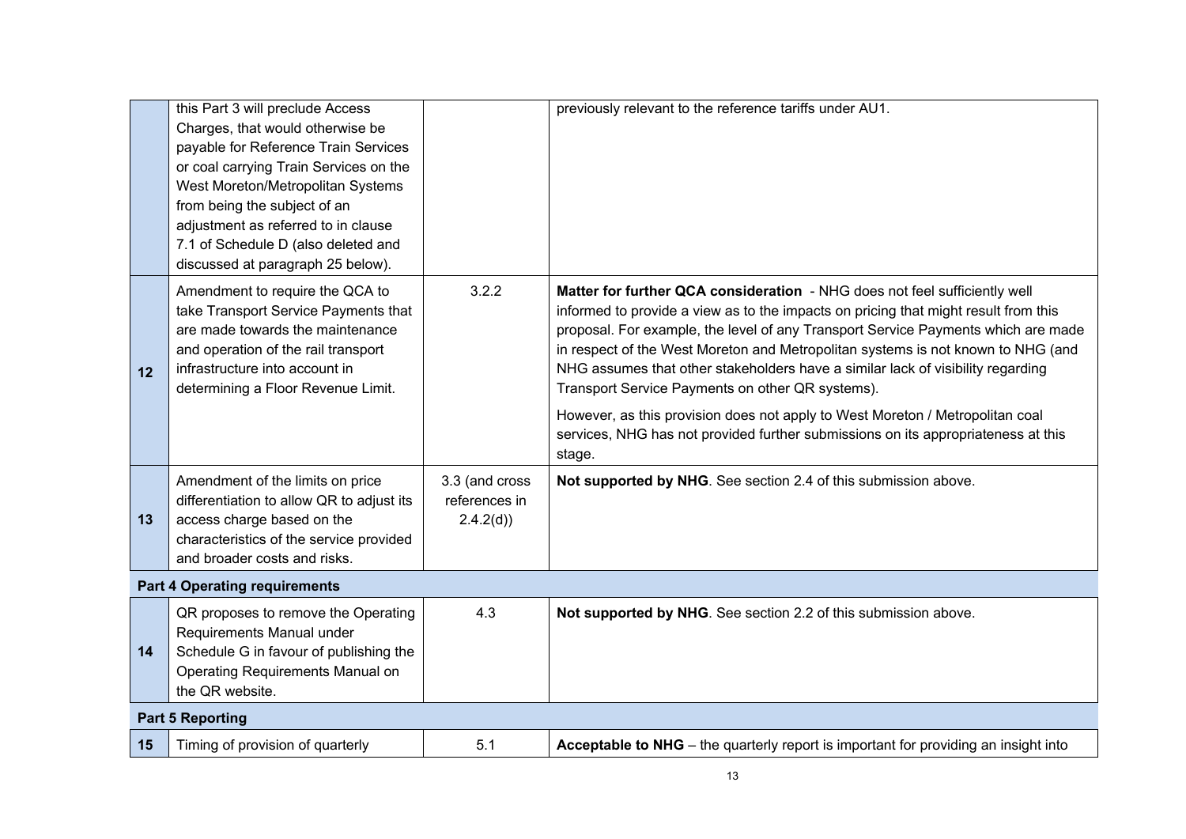| | | | |
|---|---|---|---|
| | this Part 3 will preclude Access Charges, that would otherwise be payable for Reference Train Services or coal carrying Train Services on the West Moreton/Metropolitan Systems from being the subject of an adjustment as referred to in clause 7.1 of Schedule D (also deleted and discussed at paragraph 25 below). | | previously relevant to the reference tariffs under AU1. |
| **12** | Amendment to require the QCA to take Transport Service Payments that are made towards the maintenance and operation of the rail transport infrastructure into account in determining a Floor Revenue Limit. | 3.2.2 | **Matter for further QCA consideration** - NHG does not feel sufficiently well informed to provide a view as to the impacts on pricing that might result from this proposal. For example, the level of any Transport Service Payments which are made in respect of the West Moreton and Metropolitan systems is not known to NHG (and NHG assumes that other stakeholders have a similar lack of visibility regarding Transport Service Payments on other QR systems).<br><br>However, as this provision does not apply to West Moreton / Metropolitan coal services, NHG has not provided further submissions on its appropriateness at this stage. |
| **13** | Amendment of the limits on price differentiation to allow QR to adjust its access charge based on the characteristics of the service provided and broader costs and risks. | 3.3 (and cross references in 2.4.2(d)) | **Not supported by NHG**. See section 2.4 of this submission above. |
| **Part 4 Operating requirements** | | | |
| **14** | QR proposes to remove the Operating Requirements Manual under Schedule G in favour of publishing the Operating Requirements Manual on the QR website. | 4.3 | **Not supported by NHG**. See section 2.2 of this submission above. |
| **Part 5 Reporting** | | | |
| **15** | Timing of provision of quarterly | 5.1 | **Acceptable to NHG** – the quarterly report is important for providing an insight into |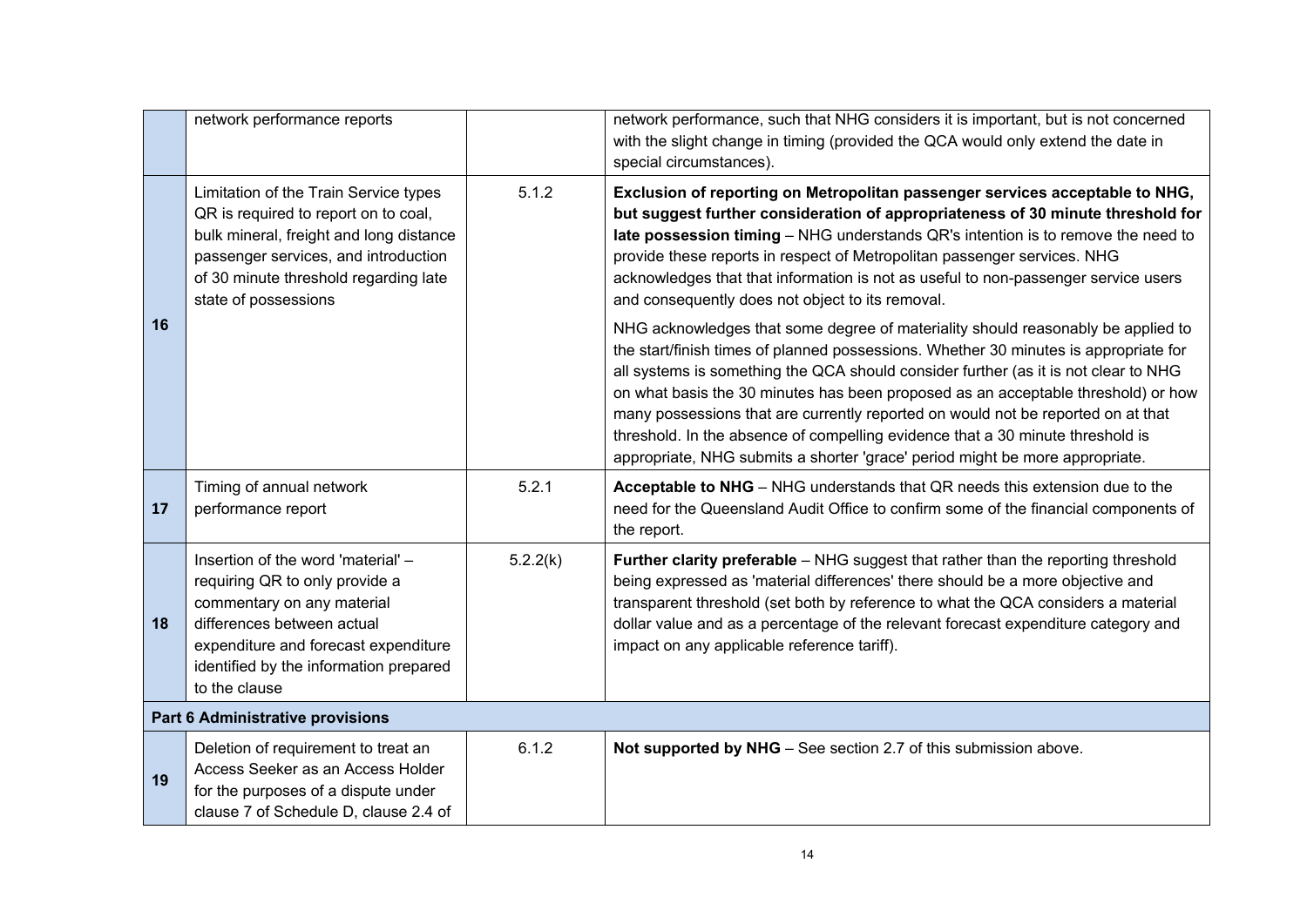| | | | |
|---|---|---|---|
| | network performance reports | | network performance, such that NHG considers it is important, but is not concerned with the slight change in timing (provided the QCA would only extend the date in special circumstances). |
| **16** | Limitation of the Train Service types QR is required to report on to coal, bulk mineral, freight and long distance passenger services, and introduction of 30 minute threshold regarding late state of possessions | 5.1.2 | **Exclusion of reporting on Metropolitan passenger services acceptable to NHG, but suggest further consideration of appropriateness of 30 minute threshold for late possession timing** – NHG understands QR's intention is to remove the need to provide these reports in respect of Metropolitan passenger services. NHG acknowledges that that information is not as useful to non-passenger service users and consequently does not object to its removal.<br><br>NHG acknowledges that some degree of materiality should reasonably be applied to the start/finish times of planned possessions. Whether 30 minutes is appropriate for all systems is something the QCA should consider further (as it is not clear to NHG on what basis the 30 minutes has been proposed as an acceptable threshold) or how many possessions that are currently reported on would not be reported on at that threshold. In the absence of compelling evidence that a 30 minute threshold is appropriate, NHG submits a shorter 'grace' period might be more appropriate. |
| **17** | Timing of annual network performance report | 5.2.1 | **Acceptable to NHG** – NHG understands that QR needs this extension due to the need for the Queensland Audit Office to confirm some of the financial components of the report. |
| **18** | Insertion of the word 'material' – requiring QR to only provide a commentary on any material differences between actual expenditure and forecast expenditure identified by the information prepared to the clause | 5.2.2(k) | **Further clarity preferable** – NHG suggest that rather than the reporting threshold being expressed as 'material differences' there should be a more objective and transparent threshold (set both by reference to what the QCA considers a material dollar value and as a percentage of the relevant forecast expenditure category and impact on any applicable reference tariff). |
| **Part 6 Administrative provisions** | | | |
| **19** | Deletion of requirement to treat an Access Seeker as an Access Holder for the purposes of a dispute under clause 7 of Schedule D, clause 2.4 of | 6.1.2 | **Not supported by NHG** – See section 2.7 of this submission above. |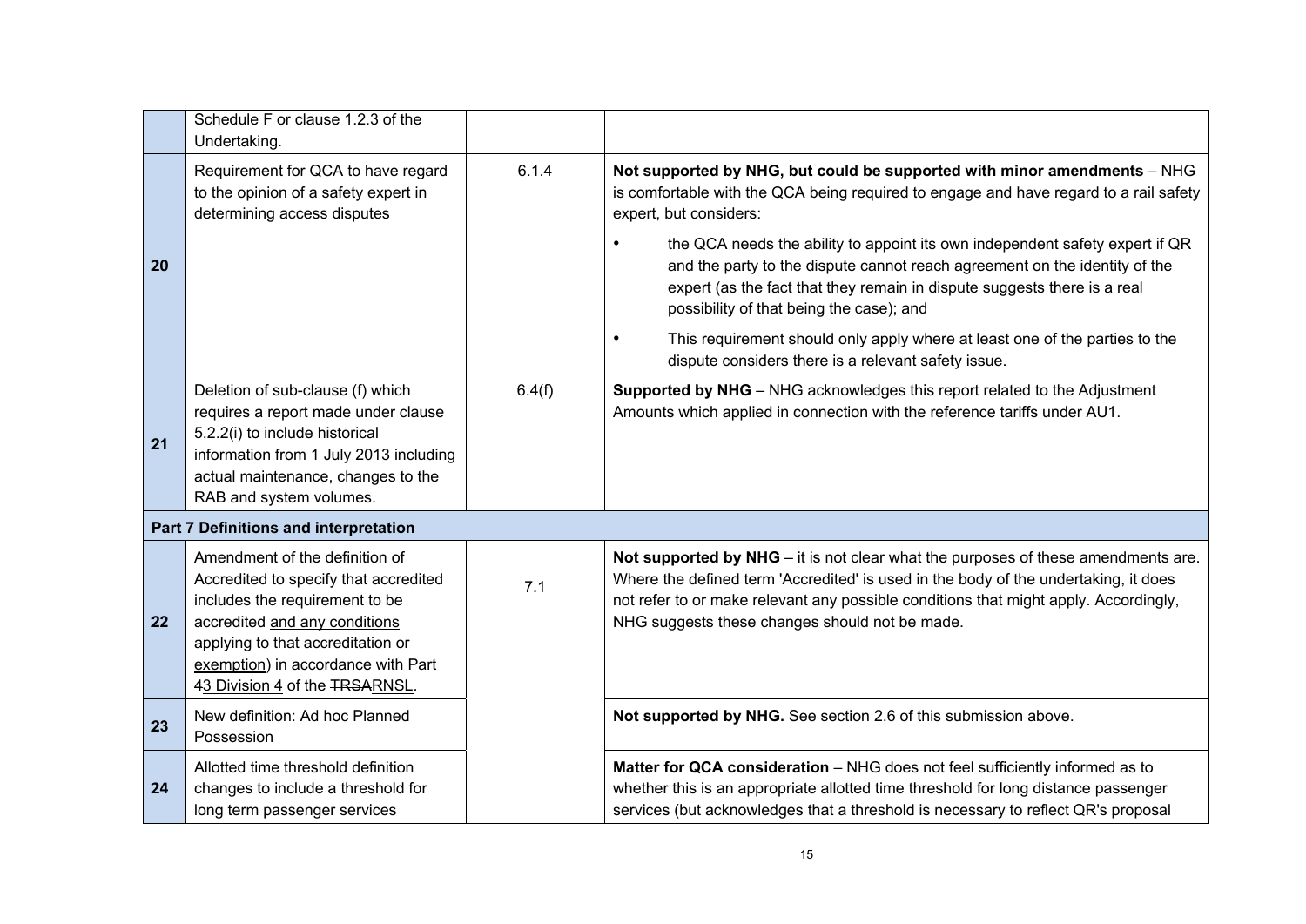| | | | |
|---|---|---|---|
| | Schedule F or clause 1.2.3 of the Undertaking. | | |
| **20** | Requirement for QCA to have regard to the opinion of a safety expert in determining access disputes | 6.1.4 | **Not supported by NHG, but could be supported with minor amendments** – NHG is comfortable with the QCA being required to engage and have regard to a rail safety expert, but considers:<br>• the QCA needs the ability to appoint its own independent safety expert if QR and the party to the dispute cannot reach agreement on the identity of the expert (as the fact that they remain in dispute suggests there is a real possibility of that being the case); and<br>• This requirement should only apply where at least one of the parties to the dispute considers there is a relevant safety issue. |
| **21** | Deletion of sub-clause (f) which requires a report made under clause 5.2.2(i) to include historical information from 1 July 2013 including actual maintenance, changes to the RAB and system volumes. | 6.4(f) | **Supported by NHG** – NHG acknowledges this report related to the Adjustment Amounts which applied in connection with the reference tariffs under AU1. |
| **Part 7 Definitions and interpretation** | | | |
| **22** | Amendment of the definition of Accredited to specify that accredited includes the requirement to be accredited and any conditions applying to that accreditation or exemption) in accordance with Part ~~4~~3 Division 4 of the ~~TRSA~~RNSL. | 7.1 | **Not supported by NHG** – it is not clear what the purposes of these amendments are. Where the defined term 'Accredited' is used in the body of the undertaking, it does not refer to or make relevant any possible conditions that might apply. Accordingly, NHG suggests these changes should not be made. |
| **23** | New definition: Ad hoc Planned Possession | | **Not supported by NHG.** See section 2.6 of this submission above. |
| **24** | Allotted time threshold definition changes to include a threshold for long term passenger services | | **Matter for QCA consideration** – NHG does not feel sufficiently informed as to whether this is an appropriate allotted time threshold for long distance passenger services (but acknowledges that a threshold is necessary to reflect QR's proposal |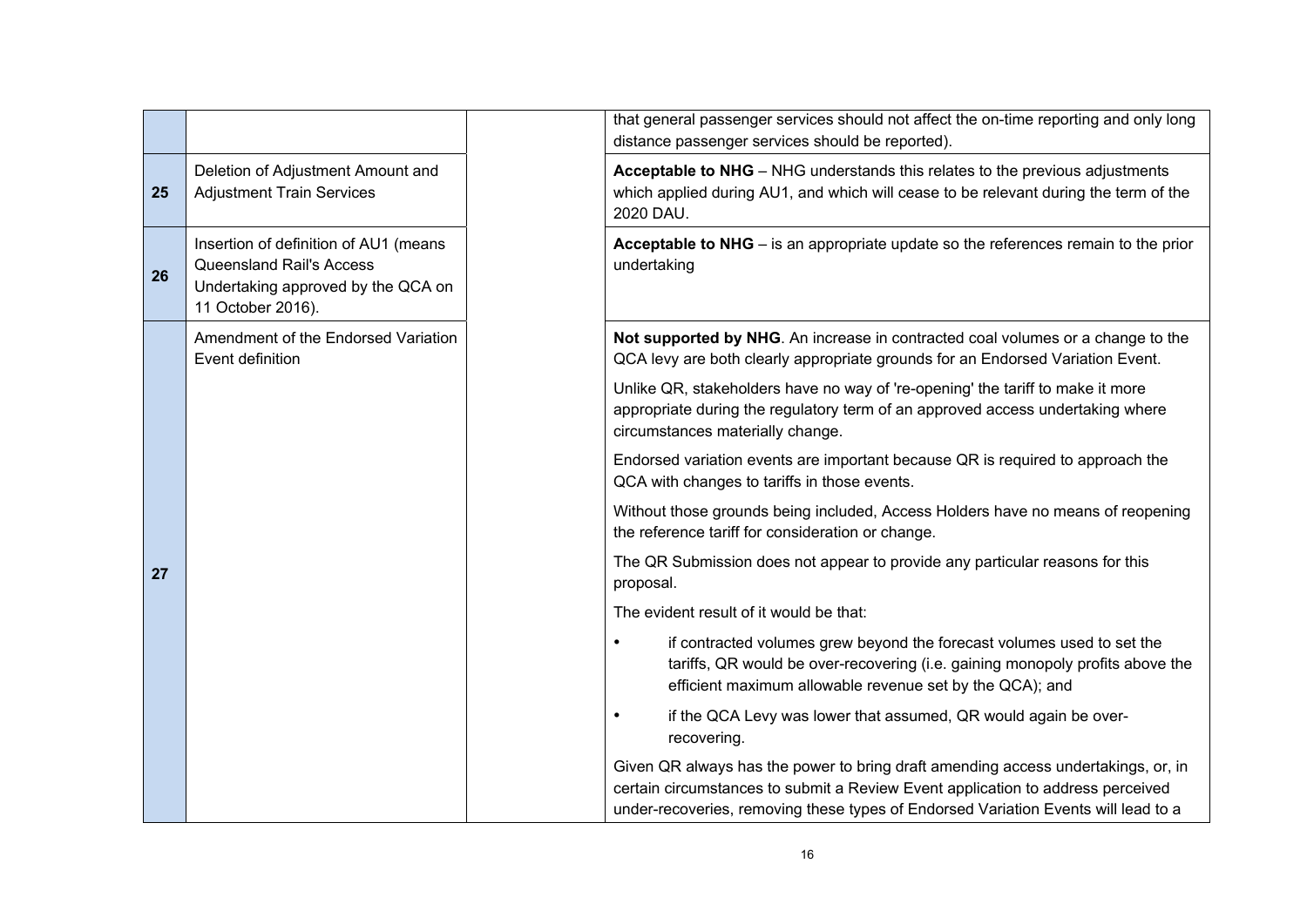| | | | |
|---|---|---|---|
| | | | that general passenger services should not affect the on-time reporting and only long distance passenger services should be reported). |
| **25** | Deletion of Adjustment Amount and Adjustment Train Services | | **Acceptable to NHG** – NHG understands this relates to the previous adjustments which applied during AU1, and which will cease to be relevant during the term of the 2020 DAU. |
| **26** | Insertion of definition of AU1 (means Queensland Rail's Access Undertaking approved by the QCA on 11 October 2016). | | **Acceptable to NHG** – is an appropriate update so the references remain to the prior undertaking |
| **27** | Amendment of the Endorsed Variation Event definition | | **Not supported by NHG**. An increase in contracted coal volumes or a change to the QCA levy are both clearly appropriate grounds for an Endorsed Variation Event.<br><br>Unlike QR, stakeholders have no way of 're-opening' the tariff to make it more appropriate during the regulatory term of an approved access undertaking where circumstances materially change.<br><br>Endorsed variation events are important because QR is required to approach the QCA with changes to tariffs in those events.<br><br>Without those grounds being included, Access Holders have no means of reopening the reference tariff for consideration or change.<br><br>The QR Submission does not appear to provide any particular reasons for this proposal.<br><br>The evident result of it would be that:<br><br>• if contracted volumes grew beyond the forecast volumes used to set the tariffs, QR would be over-recovering (i.e. gaining monopoly profits above the efficient maximum allowable revenue set by the QCA); and<br><br>• if the QCA Levy was lower that assumed, QR would again be over-recovering.<br><br>Given QR always has the power to bring draft amending access undertakings, or, in certain circumstances to submit a Review Event application to address perceived under-recoveries, removing these types of Endorsed Variation Events will lead to a |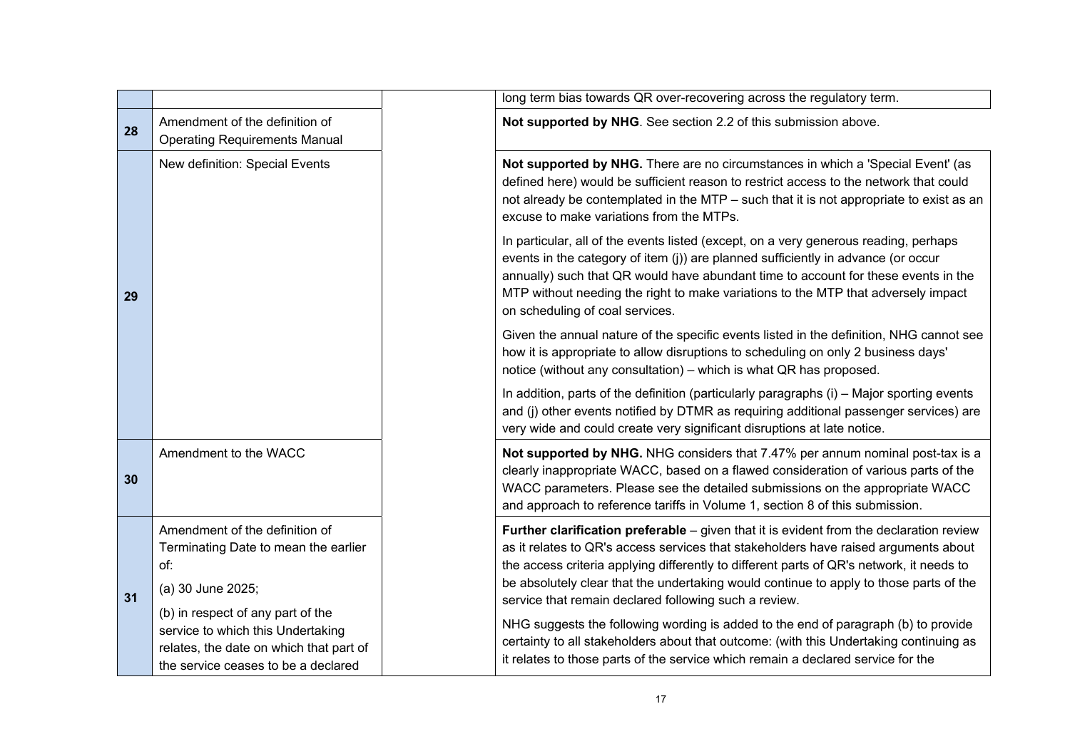| | | | |
|---|---|---|---|
| | | | long term bias towards QR over-recovering across the regulatory term. |
| **28** | Amendment of the definition of Operating Requirements Manual | | **Not supported by NHG**. See section 2.2 of this submission above. |
| **29** | New definition: Special Events | | **Not supported by NHG.** There are no circumstances in which a 'Special Event' (as defined here) would be sufficient reason to restrict access to the network that could not already be contemplated in the MTP – such that it is not appropriate to exist as an excuse to make variations from the MTPs.<br><br>In particular, all of the events listed (except, on a very generous reading, perhaps events in the category of item (j)) are planned sufficiently in advance (or occur annually) such that QR would have abundant time to account for these events in the MTP without needing the right to make variations to the MTP that adversely impact on scheduling of coal services.<br><br>Given the annual nature of the specific events listed in the definition, NHG cannot see how it is appropriate to allow disruptions to scheduling on only 2 business days' notice (without any consultation) – which is what QR has proposed.<br><br>In addition, parts of the definition (particularly paragraphs (i) – Major sporting events and (j) other events notified by DTMR as requiring additional passenger services) are very wide and could create very significant disruptions at late notice. |
| **30** | Amendment to the WACC | | **Not supported by NHG.** NHG considers that 7.47% per annum nominal post-tax is a clearly inappropriate WACC, based on a flawed consideration of various parts of the WACC parameters. Please see the detailed submissions on the appropriate WACC and approach to reference tariffs in Volume 1, section 8 of this submission. |
| **31** | Amendment of the definition of Terminating Date to mean the earlier of:<br><br>(a) 30 June 2025;<br><br>(b) in respect of any part of the service to which this Undertaking relates, the date on which that part of the service ceases to be a declared | | **Further clarification preferable** – given that it is evident from the declaration review as it relates to QR's access services that stakeholders have raised arguments about the access criteria applying differently to different parts of QR's network, it needs to be absolutely clear that the undertaking would continue to apply to those parts of the service that remain declared following such a review.<br><br>NHG suggests the following wording is added to the end of paragraph (b) to provide certainty to all stakeholders about that outcome: (with this Undertaking continuing as it relates to those parts of the service which remain a declared service for the |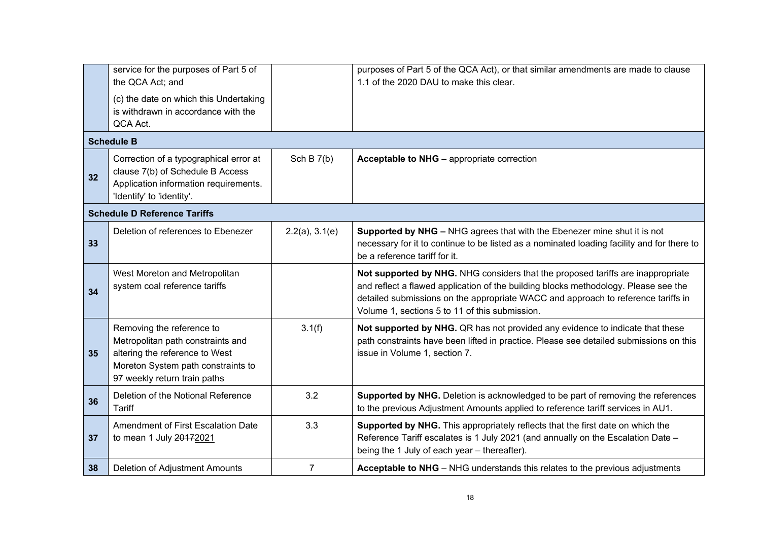| | | | |
|---|---|---|---|
| | service for the purposes of Part 5 of the QCA Act; and<br><br>(c) the date on which this Undertaking is withdrawn in accordance with the QCA Act. | | purposes of Part 5 of the QCA Act), or that similar amendments are made to clause 1.1 of the 2020 DAU to make this clear. |
| **Schedule B** | | | |
| **32** | Correction of a typographical error at clause 7(b) of Schedule B Access Application information requirements. 'Identify' to 'identity'. | Sch B 7(b) | **Acceptable to NHG** – appropriate correction |
| **Schedule D Reference Tariffs** | | | |
| **33** | Deletion of references to Ebenezer | 2.2(a), 3.1(e) | **Supported by NHG –** NHG agrees that with the Ebenezer mine shut it is not necessary for it to continue to be listed as a nominated loading facility and for there to be a reference tariff for it. |
| **34** | West Moreton and Metropolitan system coal reference tariffs | | **Not supported by NHG.** NHG considers that the proposed tariffs are inappropriate and reflect a flawed application of the building blocks methodology. Please see the detailed submissions on the appropriate WACC and approach to reference tariffs in Volume 1, sections 5 to 11 of this submission. |
| **35** | Removing the reference to Metropolitan path constraints and altering the reference to West Moreton System path constraints to 97 weekly return train paths | 3.1(f) | **Not supported by NHG.** QR has not provided any evidence to indicate that these path constraints have been lifted in practice. Please see detailed submissions on this issue in Volume 1, section 7. |
| **36** | Deletion of the Notional Reference Tariff | 3.2 | **Supported by NHG.** Deletion is acknowledged to be part of removing the references to the previous Adjustment Amounts applied to reference tariff services in AU1. |
| **37** | Amendment of First Escalation Date to mean 1 July ~~2017~~2021 | 3.3 | **Supported by NHG.** This appropriately reflects that the first date on which the Reference Tariff escalates is 1 July 2021 (and annually on the Escalation Date – being the 1 July of each year – thereafter). |
| **38** | Deletion of Adjustment Amounts | 7 | **Acceptable to NHG** – NHG understands this relates to the previous adjustments |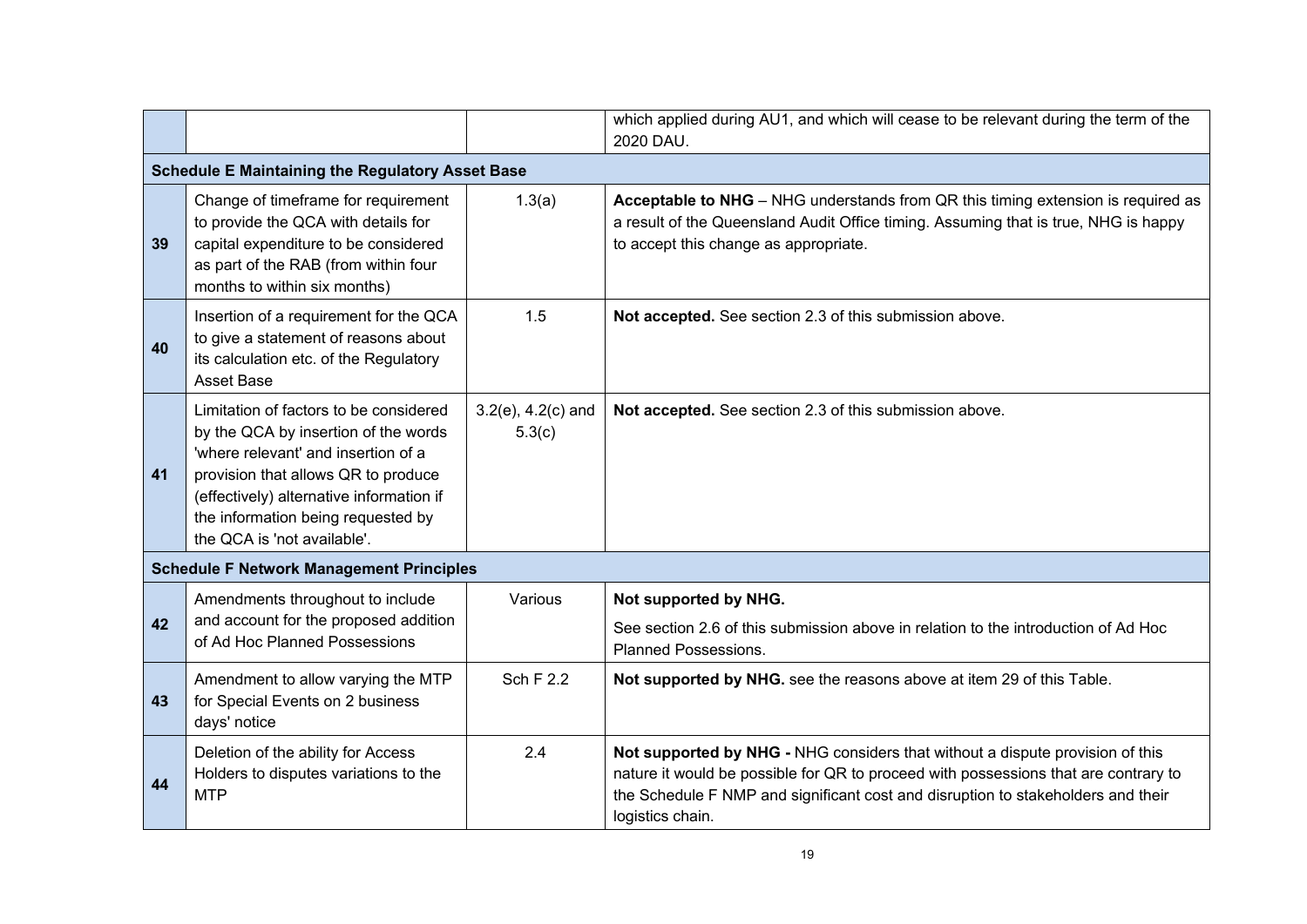| | | | |
|---|---|---|---|
| | | | which applied during AU1, and which will cease to be relevant during the term of the 2020 DAU. |
| **Schedule E Maintaining the Regulatory Asset Base** | | | |
| **39** | Change of timeframe for requirement to provide the QCA with details for capital expenditure to be considered as part of the RAB (from within four months to within six months) | 1.3(a) | **Acceptable to NHG** – NHG understands from QR this timing extension is required as a result of the Queensland Audit Office timing. Assuming that is true, NHG is happy to accept this change as appropriate. |
| **40** | Insertion of a requirement for the QCA to give a statement of reasons about its calculation etc. of the Regulatory Asset Base | 1.5 | **Not accepted.** See section 2.3 of this submission above. |
| **41** | Limitation of factors to be considered by the QCA by insertion of the words 'where relevant' and insertion of a provision that allows QR to produce (effectively) alternative information if the information being requested by the QCA is 'not available'. | 3.2(e), 4.2(c) and 5.3(c) | **Not accepted.** See section 2.3 of this submission above. |
| **Schedule F Network Management Principles** | | | |
| **42** | Amendments throughout to include and account for the proposed addition of Ad Hoc Planned Possessions | Various | **Not supported by NHG.**<br><br>See section 2.6 of this submission above in relation to the introduction of Ad Hoc Planned Possessions. |
| **43** | Amendment to allow varying the MTP for Special Events on 2 business days' notice | Sch F 2.2 | **Not supported by NHG.** see the reasons above at item 29 of this Table. |
| **44** | Deletion of the ability for Access Holders to disputes variations to the MTP | 2.4 | **Not supported by NHG -** NHG considers that without a dispute provision of this nature it would be possible for QR to proceed with possessions that are contrary to the Schedule F NMP and significant cost and disruption to stakeholders and their logistics chain. |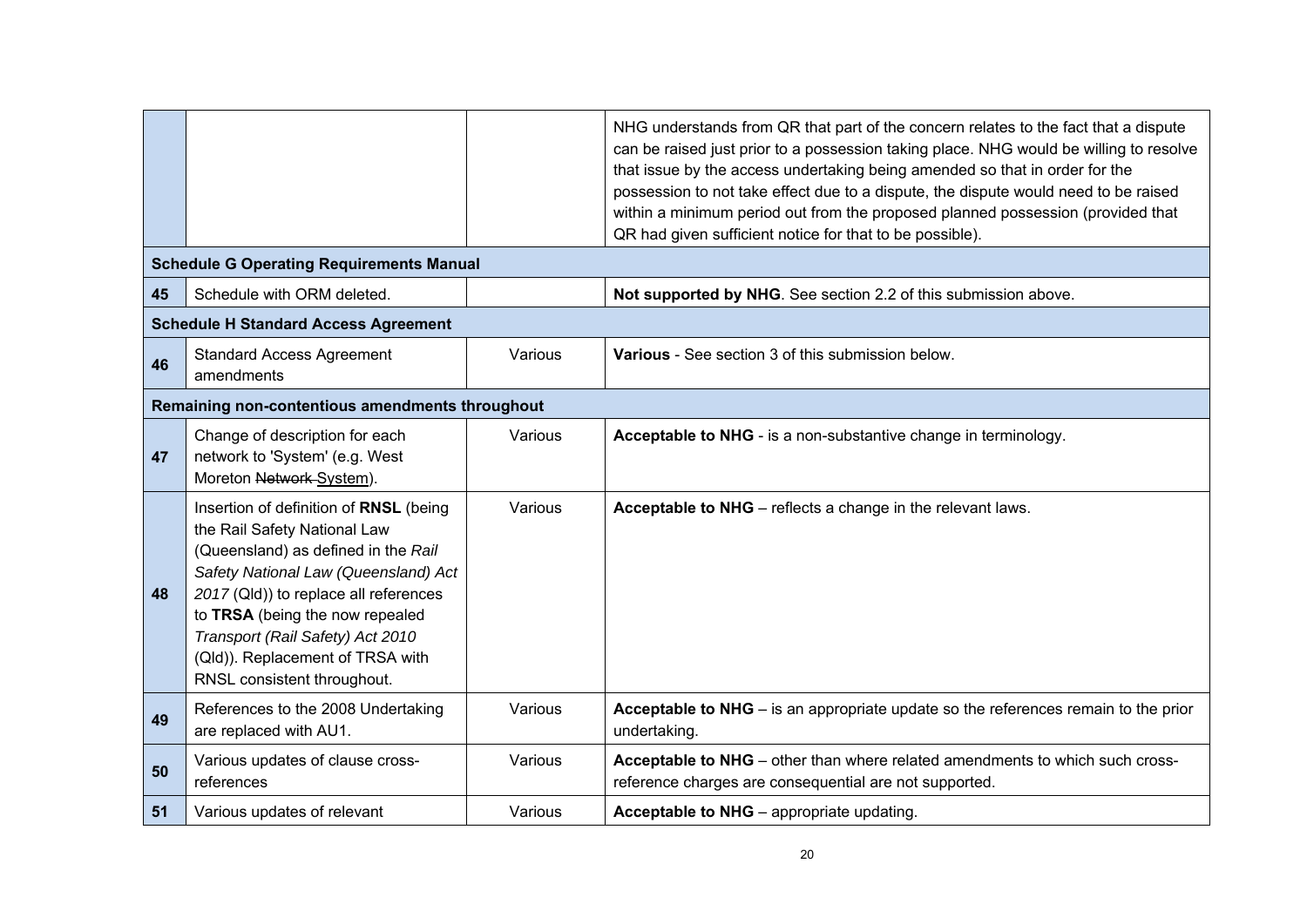| | | | |
|---|---|---|---|
| | | | NHG understands from QR that part of the concern relates to the fact that a dispute can be raised just prior to a possession taking place. NHG would be willing to resolve that issue by the access undertaking being amended so that in order for the possession to not take effect due to a dispute, the dispute would need to be raised within a minimum period out from the proposed planned possession (provided that QR had given sufficient notice for that to be possible). |
| **Schedule G Operating Requirements Manual** | | | |
| **45** | Schedule with ORM deleted. | | **Not supported by NHG**. See section 2.2 of this submission above. |
| **Schedule H Standard Access Agreement** | | | |
| **46** | Standard Access Agreement amendments | Various | **Various** - See section 3 of this submission below. |
| **Remaining non-contentious amendments throughout** | | | |
| **47** | Change of description for each network to 'System' (e.g. West Moreton ~~Network~~ System). | Various | **Acceptable to NHG** - is a non-substantive change in terminology. |
| **48** | Insertion of definition of **RNSL** (being the Rail Safety National Law (Queensland) as defined in the *Rail Safety National Law (Queensland) Act 2017* (Qld)) to replace all references to **TRSA** (being the now repealed *Transport (Rail Safety) Act 2010* (Qld)). Replacement of TRSA with RNSL consistent throughout. | Various | **Acceptable to NHG** – reflects a change in the relevant laws. |
| **49** | References to the 2008 Undertaking are replaced with AU1. | Various | **Acceptable to NHG** – is an appropriate update so the references remain to the prior undertaking. |
| **50** | Various updates of clause cross-references | Various | **Acceptable to NHG** – other than where related amendments to which such cross-reference charges are consequential are not supported. |
| **51** | Various updates of relevant | Various | **Acceptable to NHG** – appropriate updating. |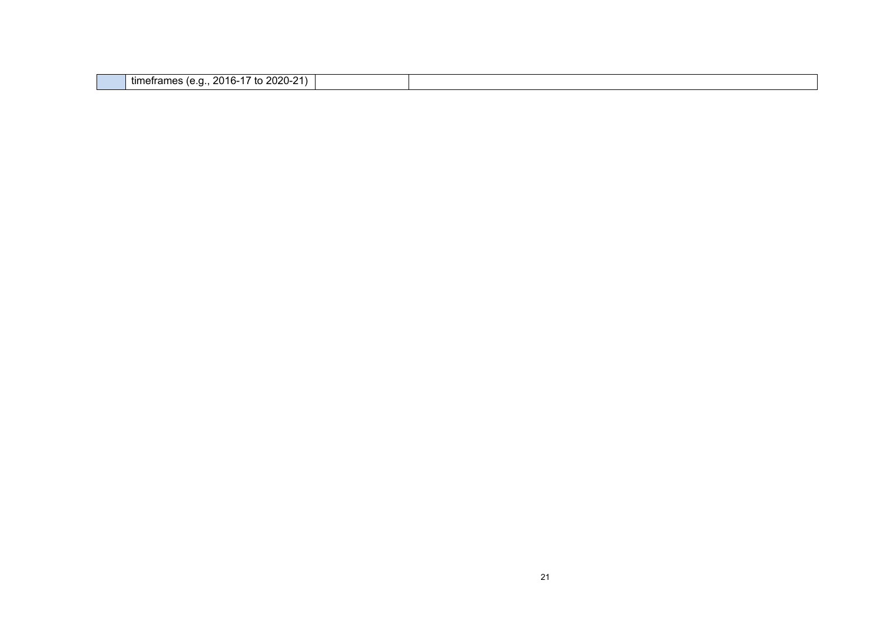|  | timeframes (e.g., 2016-17 to 2020-21) |  |  |
|---|---|---|---|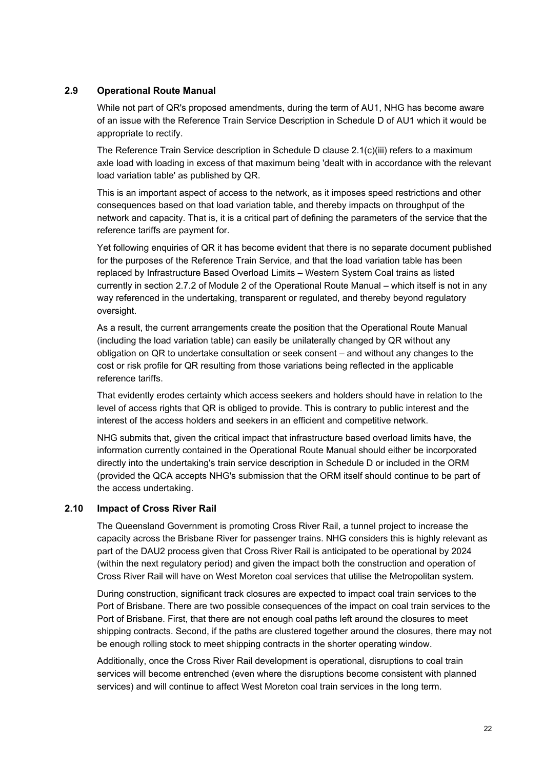## 2.9 Operational Route Manual

While not part of QR's proposed amendments, during the term of AU1, NHG has become aware of an issue with the Reference Train Service Description in Schedule D of AU1 which it would be appropriate to rectify.

The Reference Train Service description in Schedule D clause 2.1(c)(iii) refers to a maximum axle load with loading in excess of that maximum being 'dealt with in accordance with the relevant load variation table' as published by QR.

This is an important aspect of access to the network, as it imposes speed restrictions and other consequences based on that load variation table, and thereby impacts on throughput of the network and capacity. That is, it is a critical part of defining the parameters of the service that the reference tariffs are payment for.

Yet following enquiries of QR it has become evident that there is no separate document published for the purposes of the Reference Train Service, and that the load variation table has been replaced by Infrastructure Based Overload Limits – Western System Coal trains as listed currently in section 2.7.2 of Module 2 of the Operational Route Manual – which itself is not in any way referenced in the undertaking, transparent or regulated, and thereby beyond regulatory oversight.

As a result, the current arrangements create the position that the Operational Route Manual (including the load variation table) can easily be unilaterally changed by QR without any obligation on QR to undertake consultation or seek consent – and without any changes to the cost or risk profile for QR resulting from those variations being reflected in the applicable reference tariffs.

That evidently erodes certainty which access seekers and holders should have in relation to the level of access rights that QR is obliged to provide. This is contrary to public interest and the interest of the access holders and seekers in an efficient and competitive network.

NHG submits that, given the critical impact that infrastructure based overload limits have, the information currently contained in the Operational Route Manual should either be incorporated directly into the undertaking's train service description in Schedule D or included in the ORM (provided the QCA accepts NHG's submission that the ORM itself should continue to be part of the access undertaking.

## 2.10 Impact of Cross River Rail

The Queensland Government is promoting Cross River Rail, a tunnel project to increase the capacity across the Brisbane River for passenger trains. NHG considers this is highly relevant as part of the DAU2 process given that Cross River Rail is anticipated to be operational by 2024 (within the next regulatory period) and given the impact both the construction and operation of Cross River Rail will have on West Moreton coal services that utilise the Metropolitan system.

During construction, significant track closures are expected to impact coal train services to the Port of Brisbane. There are two possible consequences of the impact on coal train services to the Port of Brisbane. First, that there are not enough coal paths left around the closures to meet shipping contracts. Second, if the paths are clustered together around the closures, there may not be enough rolling stock to meet shipping contracts in the shorter operating window.

Additionally, once the Cross River Rail development is operational, disruptions to coal train services will become entrenched (even where the disruptions become consistent with planned services) and will continue to affect West Moreton coal train services in the long term.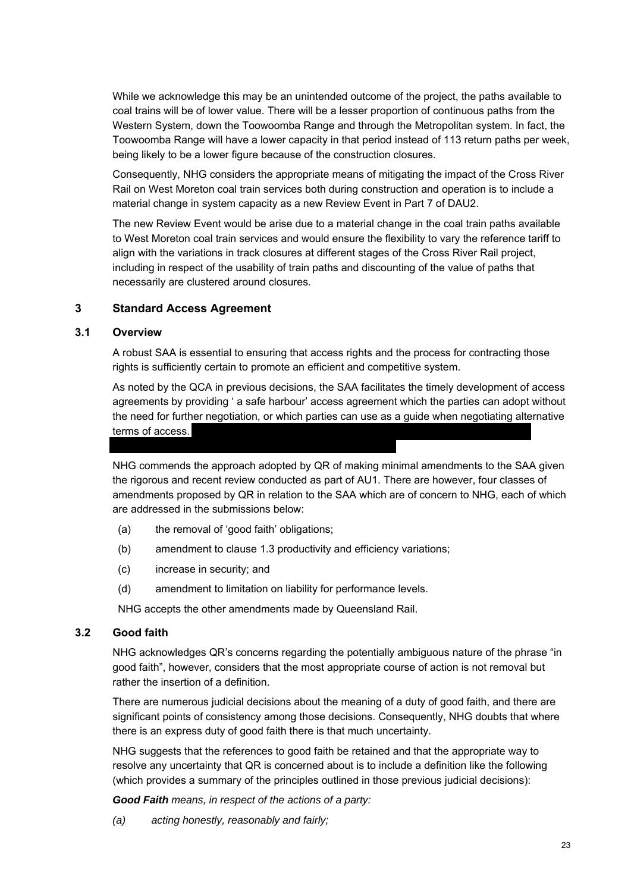While we acknowledge this may be an unintended outcome of the project, the paths available to coal trains will be of lower value. There will be a lesser proportion of continuous paths from the Western System, down the Toowoomba Range and through the Metropolitan system. In fact, the Toowoomba Range will have a lower capacity in that period instead of 113 return paths per week, being likely to be a lower figure because of the construction closures.

Consequently, NHG considers the appropriate means of mitigating the impact of the Cross River Rail on West Moreton coal train services both during construction and operation is to include a material change in system capacity as a new Review Event in Part 7 of DAU2.

The new Review Event would be arise due to a material change in the coal train paths available to West Moreton coal train services and would ensure the flexibility to vary the reference tariff to align with the variations in track closures at different stages of the Cross River Rail project, including in respect of the usability of train paths and discounting of the value of paths that necessarily are clustered around closures.

## 3 Standard Access Agreement

### 3.1 Overview

A robust SAA is essential to ensuring that access rights and the process for contracting those rights is sufficiently certain to promote an efficient and competitive system.

As noted by the QCA in previous decisions, the SAA facilitates the timely development of access agreements by providing ' a safe harbour' access agreement which the parties can adopt without the need for further negotiation, or which parties can use as a guide when negotiating alternative terms of access.

NHG commends the approach adopted by QR of making minimal amendments to the SAA given the rigorous and recent review conducted as part of AU1. There are however, four classes of amendments proposed by QR in relation to the SAA which are of concern to NHG, each of which are addressed in the submissions below:

(a) the removal of 'good faith' obligations;

(b) amendment to clause 1.3 productivity and efficiency variations;

(c) increase in security; and

(d) amendment to limitation on liability for performance levels.

NHG accepts the other amendments made by Queensland Rail.

### 3.2 Good faith

NHG acknowledges QR's concerns regarding the potentially ambiguous nature of the phrase "in good faith", however, considers that the most appropriate course of action is not removal but rather the insertion of a definition.

There are numerous judicial decisions about the meaning of a duty of good faith, and there are significant points of consistency among those decisions. Consequently, NHG doubts that where there is an express duty of good faith there is that much uncertainty.

NHG suggests that the references to good faith be retained and that the appropriate way to resolve any uncertainty that QR is concerned about is to include a definition like the following (which provides a summary of the principles outlined in those previous judicial decisions):

***Good Faith*** *means, in respect of the actions of a party:*

*(a) acting honestly, reasonably and fairly;*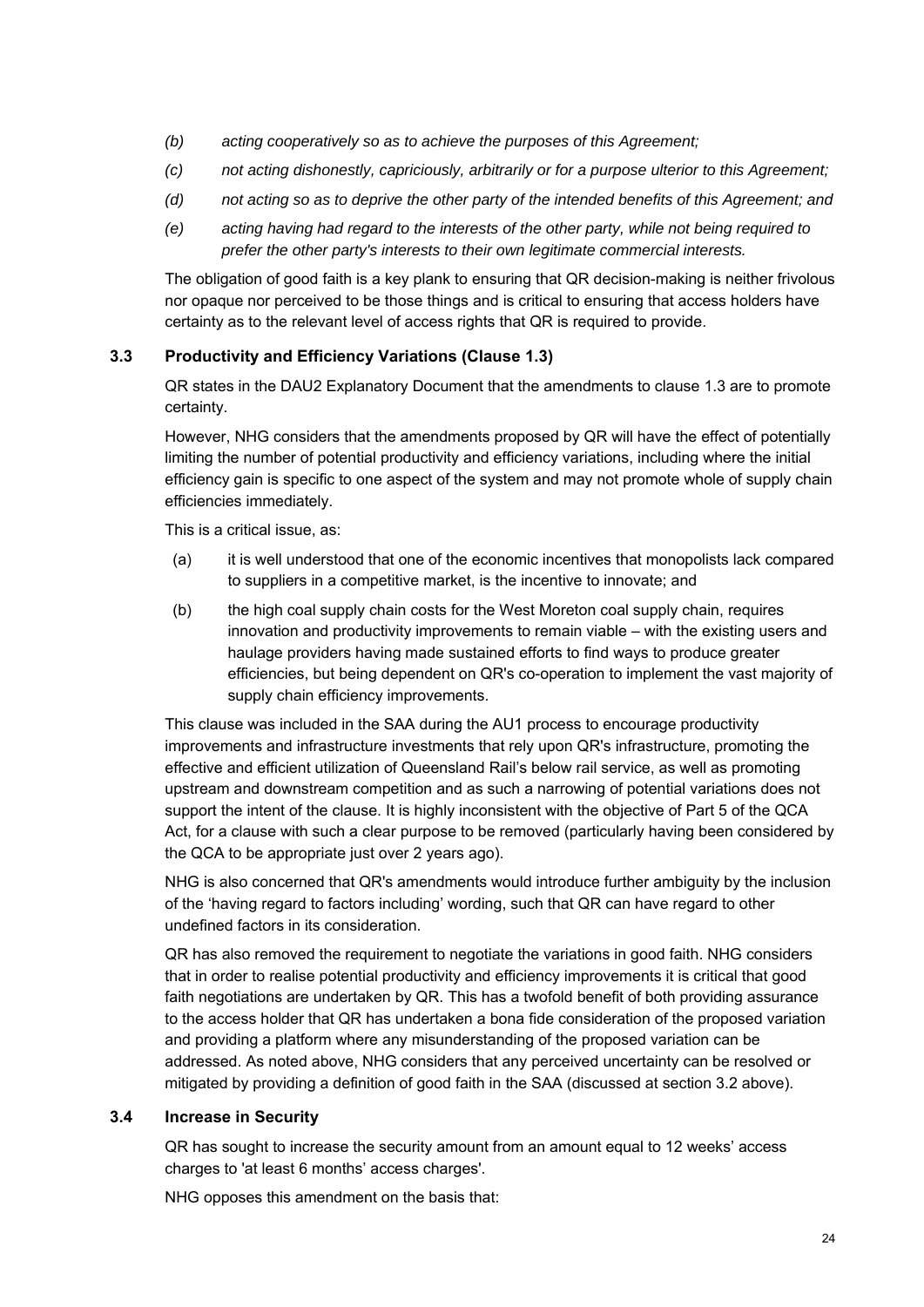*(b) acting cooperatively so as to achieve the purposes of this Agreement;*

*(c) not acting dishonestly, capriciously, arbitrarily or for a purpose ulterior to this Agreement;*

*(d) not acting so as to deprive the other party of the intended benefits of this Agreement; and*

*(e) acting having had regard to the interests of the other party, while not being required to prefer the other party's interests to their own legitimate commercial interests.*

The obligation of good faith is a key plank to ensuring that QR decision-making is neither frivolous nor opaque nor perceived to be those things and is critical to ensuring that access holders have certainty as to the relevant level of access rights that QR is required to provide.

### 3.3 Productivity and Efficiency Variations (Clause 1.3)

QR states in the DAU2 Explanatory Document that the amendments to clause 1.3 are to promote certainty.

However, NHG considers that the amendments proposed by QR will have the effect of potentially limiting the number of potential productivity and efficiency variations, including where the initial efficiency gain is specific to one aspect of the system and may not promote whole of supply chain efficiencies immediately.

This is a critical issue, as:

(a) it is well understood that one of the economic incentives that monopolists lack compared to suppliers in a competitive market, is the incentive to innovate; and

(b) the high coal supply chain costs for the West Moreton coal supply chain, requires innovation and productivity improvements to remain viable – with the existing users and haulage providers having made sustained efforts to find ways to produce greater efficiencies, but being dependent on QR's co-operation to implement the vast majority of supply chain efficiency improvements.

This clause was included in the SAA during the AU1 process to encourage productivity improvements and infrastructure investments that rely upon QR's infrastructure, promoting the effective and efficient utilization of Queensland Rail's below rail service, as well as promoting upstream and downstream competition and as such a narrowing of potential variations does not support the intent of the clause. It is highly inconsistent with the objective of Part 5 of the QCA Act, for a clause with such a clear purpose to be removed (particularly having been considered by the QCA to be appropriate just over 2 years ago).

NHG is also concerned that QR's amendments would introduce further ambiguity by the inclusion of the 'having regard to factors including' wording, such that QR can have regard to other undefined factors in its consideration.

QR has also removed the requirement to negotiate the variations in good faith. NHG considers that in order to realise potential productivity and efficiency improvements it is critical that good faith negotiations are undertaken by QR. This has a twofold benefit of both providing assurance to the access holder that QR has undertaken a bona fide consideration of the proposed variation and providing a platform where any misunderstanding of the proposed variation can be addressed. As noted above, NHG considers that any perceived uncertainty can be resolved or mitigated by providing a definition of good faith in the SAA (discussed at section 3.2 above).

### 3.4 Increase in Security

QR has sought to increase the security amount from an amount equal to 12 weeks' access charges to 'at least 6 months' access charges'.

NHG opposes this amendment on the basis that: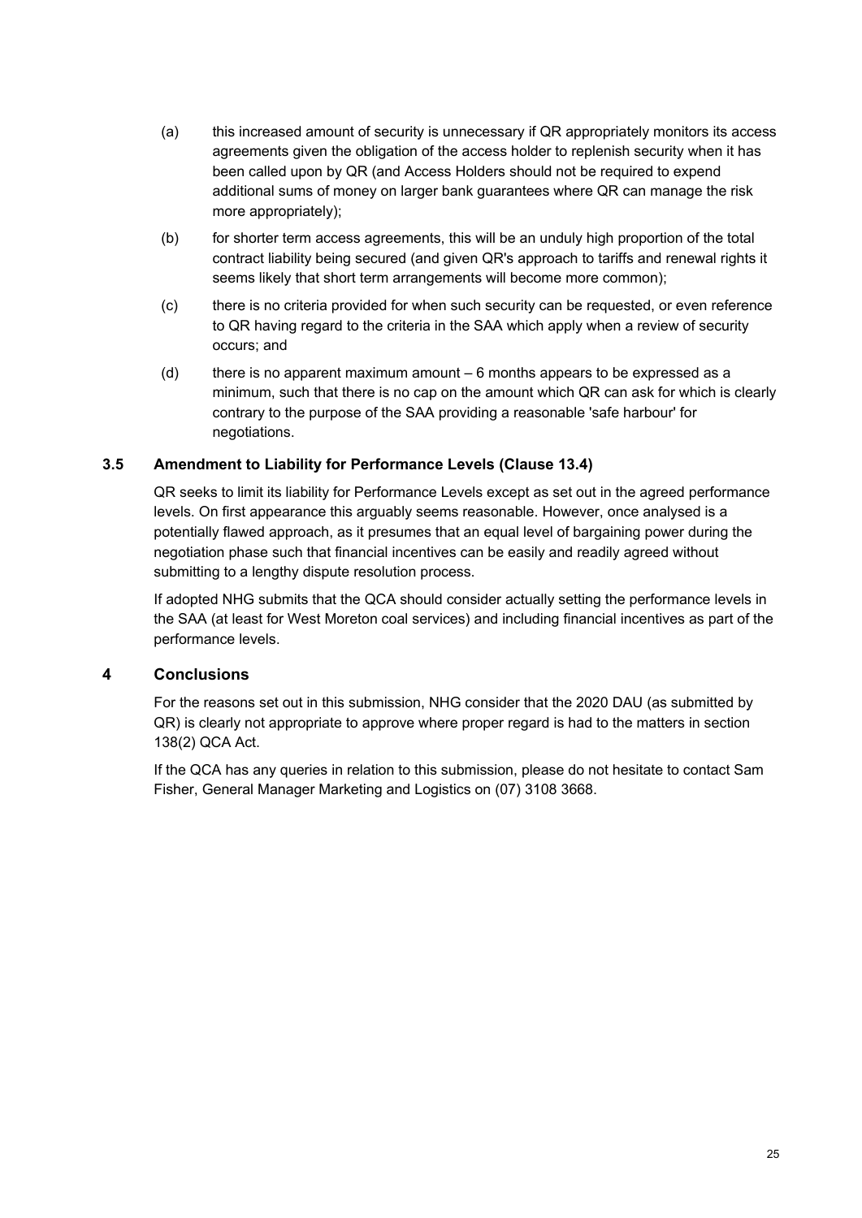(a) this increased amount of security is unnecessary if QR appropriately monitors its access agreements given the obligation of the access holder to replenish security when it has been called upon by QR (and Access Holders should not be required to expend additional sums of money on larger bank guarantees where QR can manage the risk more appropriately);

(b) for shorter term access agreements, this will be an unduly high proportion of the total contract liability being secured (and given QR's approach to tariffs and renewal rights it seems likely that short term arrangements will become more common);

(c) there is no criteria provided for when such security can be requested, or even reference to QR having regard to the criteria in the SAA which apply when a review of security occurs; and

(d) there is no apparent maximum amount – 6 months appears to be expressed as a minimum, such that there is no cap on the amount which QR can ask for which is clearly contrary to the purpose of the SAA providing a reasonable 'safe harbour' for negotiations.

### 3.5 Amendment to Liability for Performance Levels (Clause 13.4)

QR seeks to limit its liability for Performance Levels except as set out in the agreed performance levels. On first appearance this arguably seems reasonable. However, once analysed is a potentially flawed approach, as it presumes that an equal level of bargaining power during the negotiation phase such that financial incentives can be easily and readily agreed without submitting to a lengthy dispute resolution process.

If adopted NHG submits that the QCA should consider actually setting the performance levels in the SAA (at least for West Moreton coal services) and including financial incentives as part of the performance levels.

## 4 Conclusions

For the reasons set out in this submission, NHG consider that the 2020 DAU (as submitted by QR) is clearly not appropriate to approve where proper regard is had to the matters in section 138(2) QCA Act.

If the QCA has any queries in relation to this submission, please do not hesitate to contact Sam Fisher, General Manager Marketing and Logistics on (07) 3108 3668.